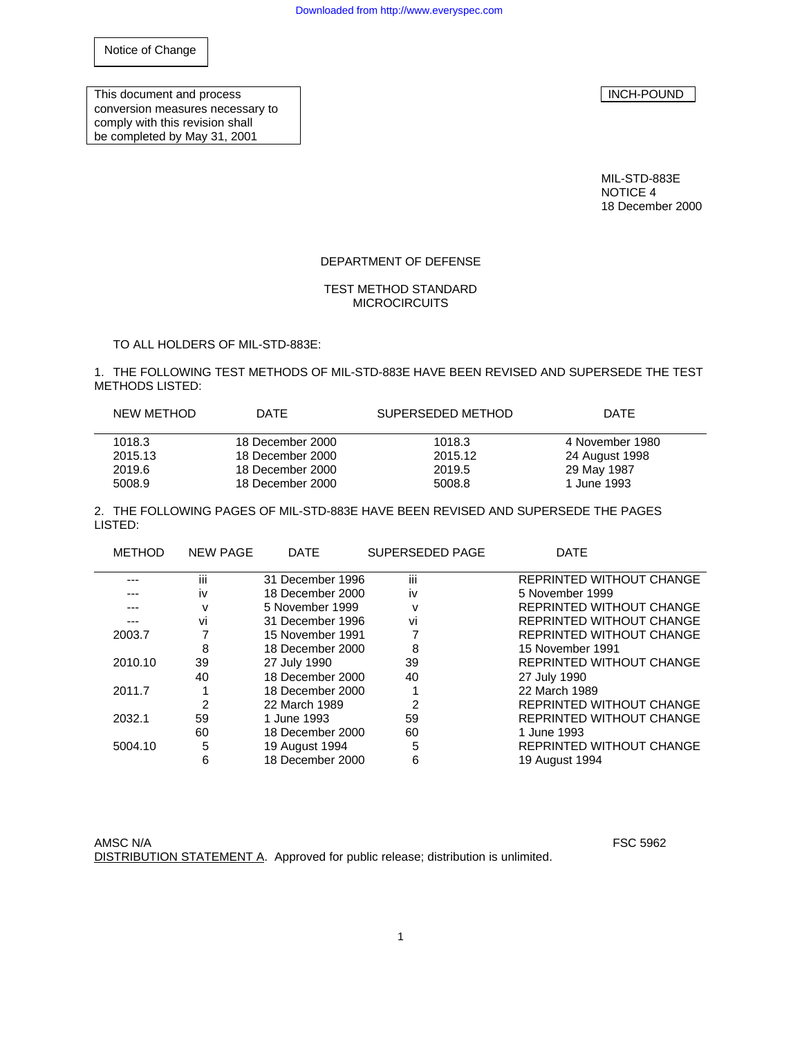Notice of Change

This document and process conversion measures necessary to comply with this revision shall be completed by May 31, 2001

INCH-POUND

MIL-STD-883E
NOTICE 4
18 December 2000

DEPARTMENT OF DEFENSE

TEST METHOD STANDARD
MICROCIRCUITS

TO ALL HOLDERS OF MIL-STD-883E:

1. THE FOLLOWING TEST METHODS OF MIL-STD-883E HAVE BEEN REVISED AND SUPERSEDE THE TEST METHODS LISTED:

| NEW METHOD | DATE | SUPERSEDED METHOD | DATE |
|---|---|---|---|
| 1018.3 | 18 December 2000 | 1018.3 | 4 November 1980 |
| 2015.13 | 18 December 2000 | 2015.12 | 24 August 1998 |
| 2019.6 | 18 December 2000 | 2019.5 | 29 May 1987 |
| 5008.9 | 18 December 2000 | 5008.8 | 1 June 1993 |

2. THE FOLLOWING PAGES OF MIL-STD-883E HAVE BEEN REVISED AND SUPERSEDE THE PAGES LISTED:

| METHOD | NEW PAGE | DATE | SUPERSEDED PAGE | DATE |
|---|---|---|---|---|
| --- | iii | 31 December 1996 | iii | REPRINTED WITHOUT CHANGE |
| --- | iv | 18 December 2000 | iv | 5 November 1999 |
| --- | v | 5 November 1999 | v | REPRINTED WITHOUT CHANGE |
| --- | vi | 31 December 1996 | vi | REPRINTED WITHOUT CHANGE |
| 2003.7 | 7 | 15 November 1991 | 7 | REPRINTED WITHOUT CHANGE |
| | 8 | 18 December 2000 | 8 | 15 November 1991 |
| 2010.10 | 39 | 27 July 1990 | 39 | REPRINTED WITHOUT CHANGE |
| | 40 | 18 December 2000 | 40 | 27 July 1990 |
| 2011.7 | 1 | 18 December 2000 | 1 | 22 March 1989 |
| | 2 | 22 March 1989 | 2 | REPRINTED WITHOUT CHANGE |
| 2032.1 | 59 | 1 June 1993 | 59 | REPRINTED WITHOUT CHANGE |
| | 60 | 18 December 2000 | 60 | 1 June 1993 |
| 5004.10 | 5 | 19 August 1994 | 5 | REPRINTED WITHOUT CHANGE |
| | 6 | 18 December 2000 | 6 | 19 August 1994 |

AMSC N/A FSC 5962

DISTRIBUTION STATEMENT A. Approved for public release; distribution is unlimited.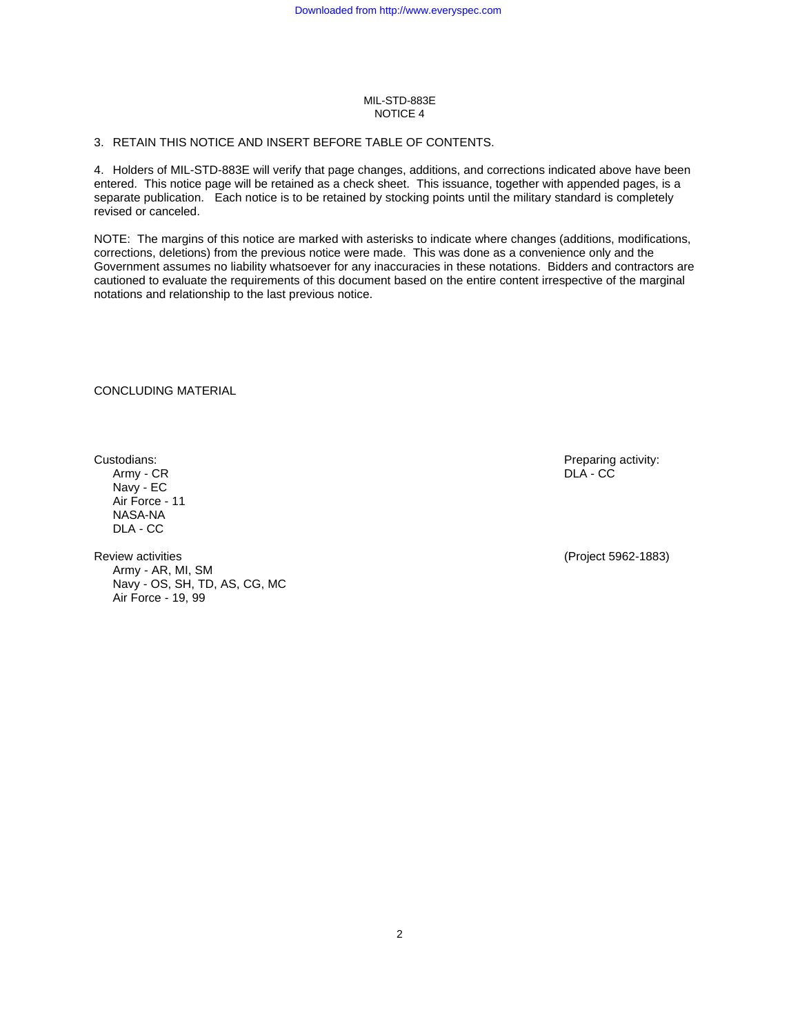MIL-STD-883E
NOTICE 4

3. RETAIN THIS NOTICE AND INSERT BEFORE TABLE OF CONTENTS.

4. Holders of MIL-STD-883E will verify that page changes, additions, and corrections indicated above have been entered. This notice page will be retained as a check sheet. This issuance, together with appended pages, is a separate publication. Each notice is to be retained by stocking points until the military standard is completely revised or canceled.

NOTE: The margins of this notice are marked with asterisks to indicate where changes (additions, modifications, corrections, deletions) from the previous notice were made. This was done as a convenience only and the Government assumes no liability whatsoever for any inaccuracies in these notations. Bidders and contractors are cautioned to evaluate the requirements of this document based on the entire content irrespective of the marginal notations and relationship to the last previous notice.

CONCLUDING MATERIAL

Custodians:
- Army - CR
- Navy - EC
- Air Force - 11
- NASA-NA
- DLA - CC

Preparing activity:
DLA - CC

Review activities
- Army - AR, MI, SM
- Navy - OS, SH, TD, AS, CG, MC
- Air Force - 19, 99

(Project 5962-1883)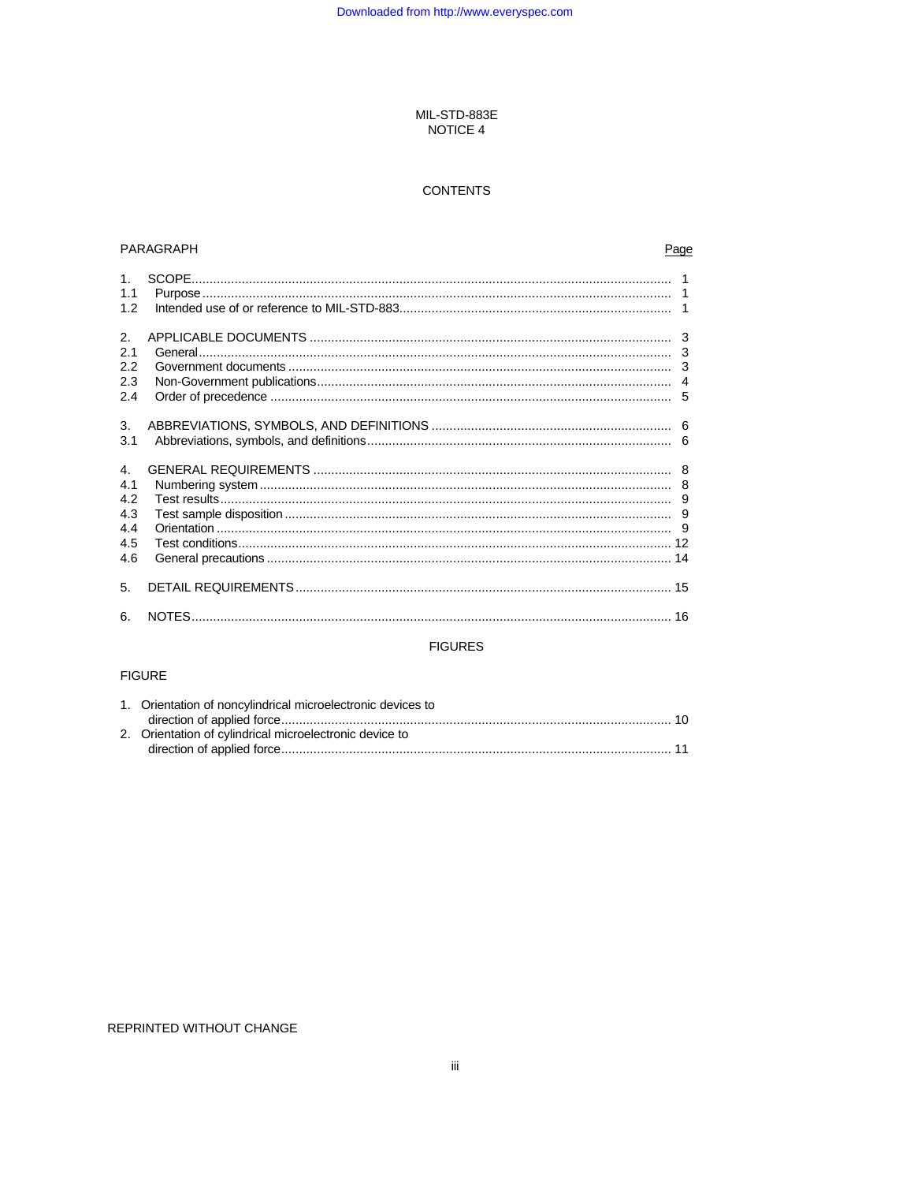MIL-STD-883E
NOTICE 4

CONTENTS

| PARAGRAPH | | Page |
|---|---|---|
| 1. | SCOPE | 1 |
| 1.1 | Purpose | 1 |
| 1.2 | Intended use of or reference to MIL-STD-883 | 1 |
| 2. | APPLICABLE DOCUMENTS | 3 |
| 2.1 | General | 3 |
| 2.2 | Government documents | 3 |
| 2.3 | Non-Government publications | 4 |
| 2.4 | Order of precedence | 5 |
| 3. | ABBREVIATIONS, SYMBOLS, AND DEFINITIONS | 6 |
| 3.1 | Abbreviations, symbols, and definitions | 6 |
| 4. | GENERAL REQUIREMENTS | 8 |
| 4.1 | Numbering system | 8 |
| 4.2 | Test results | 9 |
| 4.3 | Test sample disposition | 9 |
| 4.4 | Orientation | 9 |
| 4.5 | Test conditions | 12 |
| 4.6 | General precautions | 14 |
| 5. | DETAIL REQUIREMENTS | 15 |
| 6. | NOTES | 16 |

FIGURES

| FIGURE | | Page |
|---|---|---|
| 1. | Orientation of noncylindrical microelectronic devices to direction of applied force | 10 |
| 2. | Orientation of cylindrical microelectronic device to direction of applied force | 11 |

REPRINTED WITHOUT CHANGE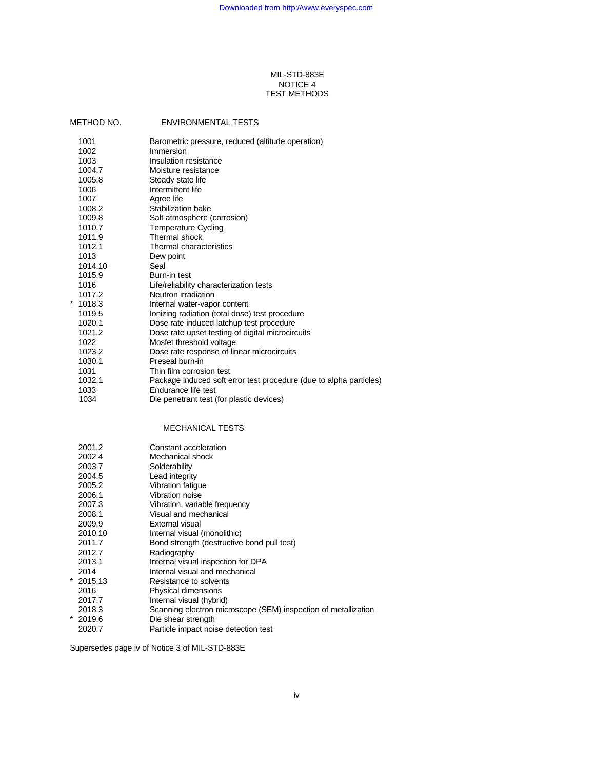MIL-STD-883E
NOTICE 4
TEST METHODS

| METHOD NO. | ENVIRONMENTAL TESTS |
|---|---|
| 1001 | Barometric pressure, reduced (altitude operation) |
| 1002 | Immersion |
| 1003 | Insulation resistance |
| 1004.7 | Moisture resistance |
| 1005.8 | Steady state life |
| 1006 | Intermittent life |
| 1007 | Agree life |
| 1008.2 | Stabilization bake |
| 1009.8 | Salt atmosphere (corrosion) |
| 1010.7 | Temperature Cycling |
| 1011.9 | Thermal shock |
| 1012.1 | Thermal characteristics |
| 1013 | Dew point |
| 1014.10 | Seal |
| 1015.9 | Burn-in test |
| 1016 | Life/reliability characterization tests |
| 1017.2 | Neutron irradiation |
| * 1018.3 | Internal water-vapor content |
| 1019.5 | Ionizing radiation (total dose) test procedure |
| 1020.1 | Dose rate induced latchup test procedure |
| 1021.2 | Dose rate upset testing of digital microcircuits |
| 1022 | Mosfet threshold voltage |
| 1023.2 | Dose rate response of linear microcircuits |
| 1030.1 | Preseal burn-in |
| 1031 | Thin film corrosion test |
| 1032.1 | Package induced soft error test procedure (due to alpha particles) |
| 1033 | Endurance life test |
| 1034 | Die penetrant test (for plastic devices) |

| | MECHANICAL TESTS |
|---|---|
| 2001.2 | Constant acceleration |
| 2002.4 | Mechanical shock |
| 2003.7 | Solderability |
| 2004.5 | Lead integrity |
| 2005.2 | Vibration fatigue |
| 2006.1 | Vibration noise |
| 2007.3 | Vibration, variable frequency |
| 2008.1 | Visual and mechanical |
| 2009.9 | External visual |
| 2010.10 | Internal visual (monolithic) |
| 2011.7 | Bond strength (destructive bond pull test) |
| 2012.7 | Radiography |
| 2013.1 | Internal visual inspection for DPA |
| 2014 | Internal visual and mechanical |
| * 2015.13 | Resistance to solvents |
| 2016 | Physical dimensions |
| 2017.7 | Internal visual (hybrid) |
| 2018.3 | Scanning electron microscope (SEM) inspection of metallization |
| * 2019.6 | Die shear strength |
| 2020.7 | Particle impact noise detection test |

Supersedes page iv of Notice 3 of MIL-STD-883E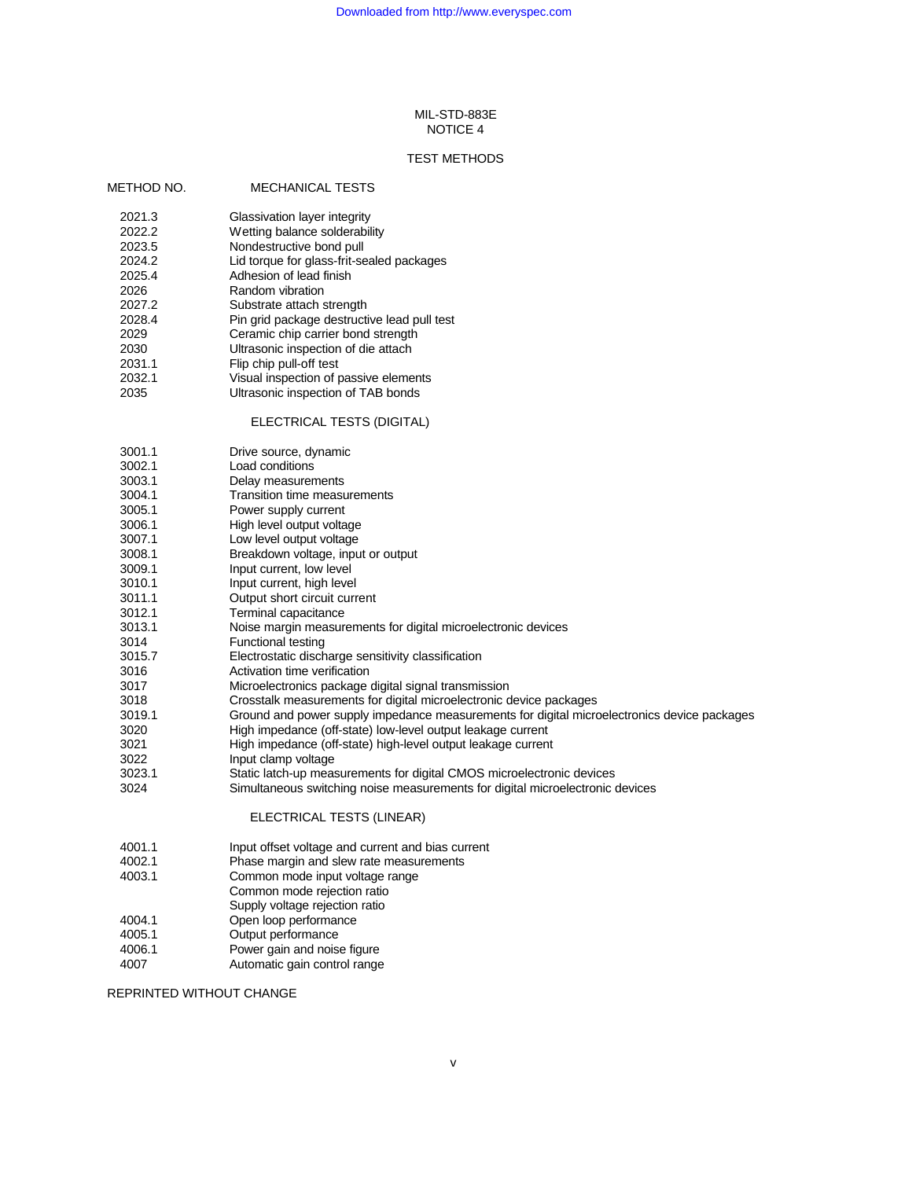MIL-STD-883E
NOTICE 4

## TEST METHODS

| METHOD NO. | MECHANICAL TESTS |
|---|---|
| 2021.3 | Glassivation layer integrity |
| 2022.2 | Wetting balance solderability |
| 2023.5 | Nondestructive bond pull |
| 2024.2 | Lid torque for glass-frit-sealed packages |
| 2025.4 | Adhesion of lead finish |
| 2026 | Random vibration |
| 2027.2 | Substrate attach strength |
| 2028.4 | Pin grid package destructive lead pull test |
| 2029 | Ceramic chip carrier bond strength |
| 2030 | Ultrasonic inspection of die attach |
| 2031.1 | Flip chip pull-off test |
| 2032.1 | Visual inspection of passive elements |
| 2035 | Ultrasonic inspection of TAB bonds |

| | ELECTRICAL TESTS (DIGITAL) |
|---|---|
| 3001.1 | Drive source, dynamic |
| 3002.1 | Load conditions |
| 3003.1 | Delay measurements |
| 3004.1 | Transition time measurements |
| 3005.1 | Power supply current |
| 3006.1 | High level output voltage |
| 3007.1 | Low level output voltage |
| 3008.1 | Breakdown voltage, input or output |
| 3009.1 | Input current, low level |
| 3010.1 | Input current, high level |
| 3011.1 | Output short circuit current |
| 3012.1 | Terminal capacitance |
| 3013.1 | Noise margin measurements for digital microelectronic devices |
| 3014 | Functional testing |
| 3015.7 | Electrostatic discharge sensitivity classification |
| 3016 | Activation time verification |
| 3017 | Microelectronics package digital signal transmission |
| 3018 | Crosstalk measurements for digital microelectronic device packages |
| 3019.1 | Ground and power supply impedance measurements for digital microelectronics device packages |
| 3020 | High impedance (off-state) low-level output leakage current |
| 3021 | High impedance (off-state) high-level output leakage current |
| 3022 | Input clamp voltage |
| 3023.1 | Static latch-up measurements for digital CMOS microelectronic devices |
| 3024 | Simultaneous switching noise measurements for digital microelectronic devices |

| | ELECTRICAL TESTS (LINEAR) |
|---|---|
| 4001.1 | Input offset voltage and current and bias current |
| 4002.1 | Phase margin and slew rate measurements |
| 4003.1 | Common mode input voltage range<br>Common mode rejection ratio<br>Supply voltage rejection ratio |
| 4004.1 | Open loop performance |
| 4005.1 | Output performance |
| 4006.1 | Power gain and noise figure |
| 4007 | Automatic gain control range |

REPRINTED WITHOUT CHANGE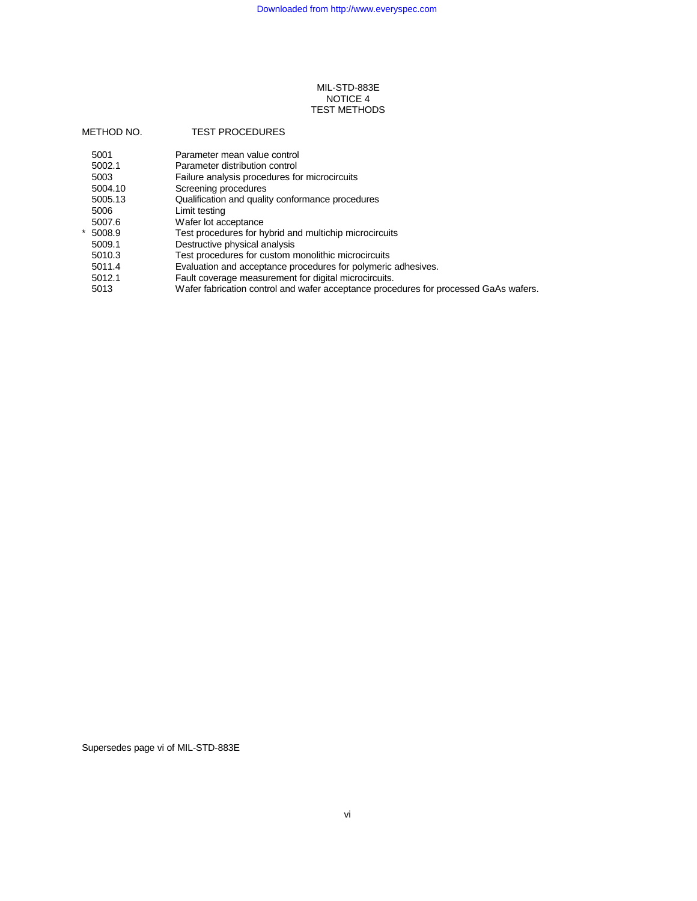MIL-STD-883E
NOTICE 4
TEST METHODS

| METHOD NO. | TEST PROCEDURES |
|---|---|
| 5001 | Parameter mean value control |
| 5002.1 | Parameter distribution control |
| 5003 | Failure analysis procedures for microcircuits |
| 5004.10 | Screening procedures |
| 5005.13 | Qualification and quality conformance procedures |
| 5006 | Limit testing |
| 5007.6 | Wafer lot acceptance |
| * 5008.9 | Test procedures for hybrid and multichip microcircuits |
| 5009.1 | Destructive physical analysis |
| 5010.3 | Test procedures for custom monolithic microcircuits |
| 5011.4 | Evaluation and acceptance procedures for polymeric adhesives. |
| 5012.1 | Fault coverage measurement for digital microcircuits. |
| 5013 | Wafer fabrication control and wafer acceptance procedures for processed GaAs wafers. |

Supersedes page vi of MIL-STD-883E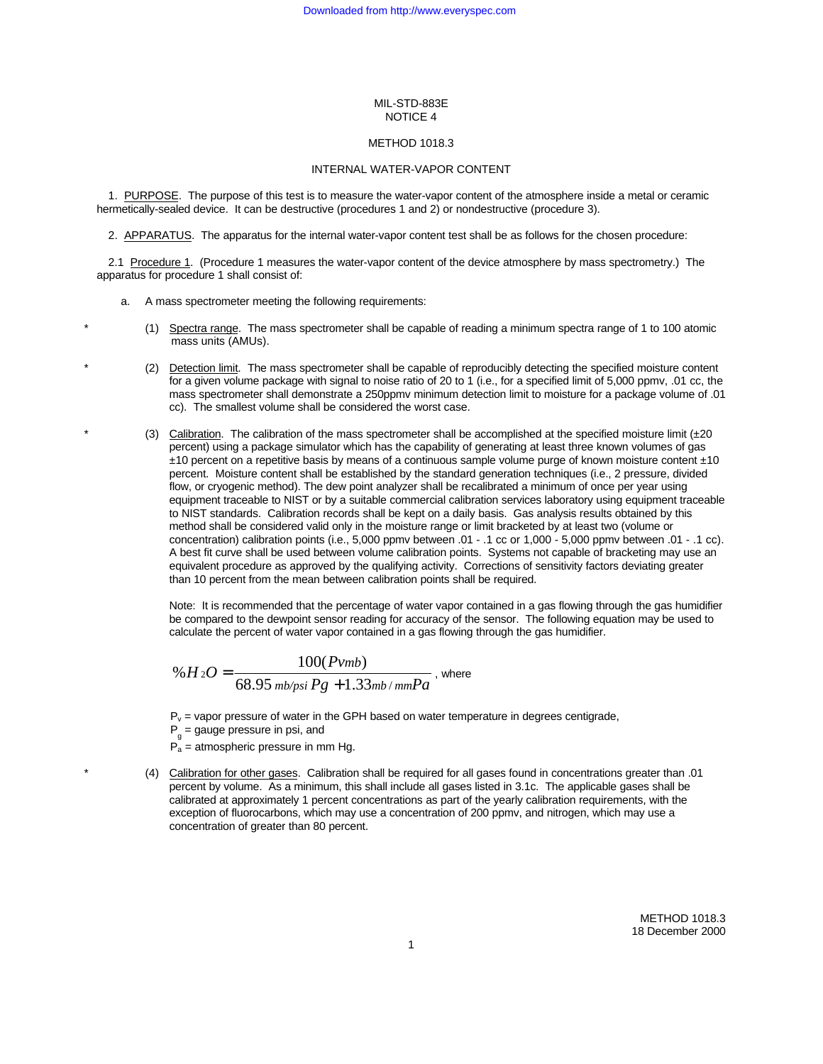MIL-STD-883E
NOTICE 4

METHOD 1018.3

INTERNAL WATER-VAPOR CONTENT

1. PURPOSE. The purpose of this test is to measure the water-vapor content of the atmosphere inside a metal or ceramic hermetically-sealed device. It can be destructive (procedures 1 and 2) or nondestructive (procedure 3).

2. APPARATUS. The apparatus for the internal water-vapor content test shall be as follows for the chosen procedure:

2.1 Procedure 1. (Procedure 1 measures the water-vapor content of the device atmosphere by mass spectrometry.) The apparatus for procedure 1 shall consist of:

a. A mass spectrometer meeting the following requirements:

\* (1) Spectra range. The mass spectrometer shall be capable of reading a minimum spectra range of 1 to 100 atomic mass units (AMUs).

\* (2) Detection limit. The mass spectrometer shall be capable of reproducibly detecting the specified moisture content for a given volume package with signal to noise ratio of 20 to 1 (i.e., for a specified limit of 5,000 ppmv, .01 cc, the mass spectrometer shall demonstrate a 250ppmv minimum detection limit to moisture for a package volume of .01 cc). The smallest volume shall be considered the worst case.

\* (3) Calibration. The calibration of the mass spectrometer shall be accomplished at the specified moisture limit (±20 percent) using a package simulator which has the capability of generating at least three known volumes of gas ±10 percent on a repetitive basis by means of a continuous sample volume purge of known moisture content ±10 percent. Moisture content shall be established by the standard generation techniques (i.e., 2 pressure, divided flow, or cryogenic method). The dew point analyzer shall be recalibrated a minimum of once per year using equipment traceable to NIST or by a suitable commercial calibration services laboratory using equipment traceable to NIST standards. Calibration records shall be kept on a daily basis. Gas analysis results obtained by this method shall be considered valid only in the moisture range or limit bracketed by at least two (volume or concentration) calibration points (i.e., 5,000 ppmv between .01 - .1 cc or 1,000 - 5,000 ppmv between .01 - .1 cc). A best fit curve shall be used between volume calibration points. Systems not capable of bracketing may use an equivalent procedure as approved by the qualifying activity. Corrections of sensitivity factors deviating greater than 10 percent from the mean between calibration points shall be required.

Note: It is recommended that the percentage of water vapor contained in a gas flowing through the gas humidifier be compared to the dewpoint sensor reading for accuracy of the sensor. The following equation may be used to calculate the percent of water vapor contained in a gas flowing through the gas humidifier.

$$\%H_2O = \frac{100(P_{v}mb)}{68.95_{\,mb/psi}\,P_g + 1.33_{\,mb/mm}P_a}$$, where

$P_v$ = vapor pressure of water in the GPH based on water temperature in degrees centigrade,
$P_g$ = gauge pressure in psi, and
$P_a$ = atmospheric pressure in mm Hg.

\* (4) Calibration for other gases. Calibration shall be required for all gases found in concentrations greater than .01 percent by volume. As a minimum, this shall include all gases listed in 3.1c. The applicable gases shall be calibrated at approximately 1 percent concentrations as part of the yearly calibration requirements, with the exception of fluorocarbons, which may use a concentration of 200 ppmv, and nitrogen, which may use a concentration of greater than 80 percent.

METHOD 1018.3
18 December 2000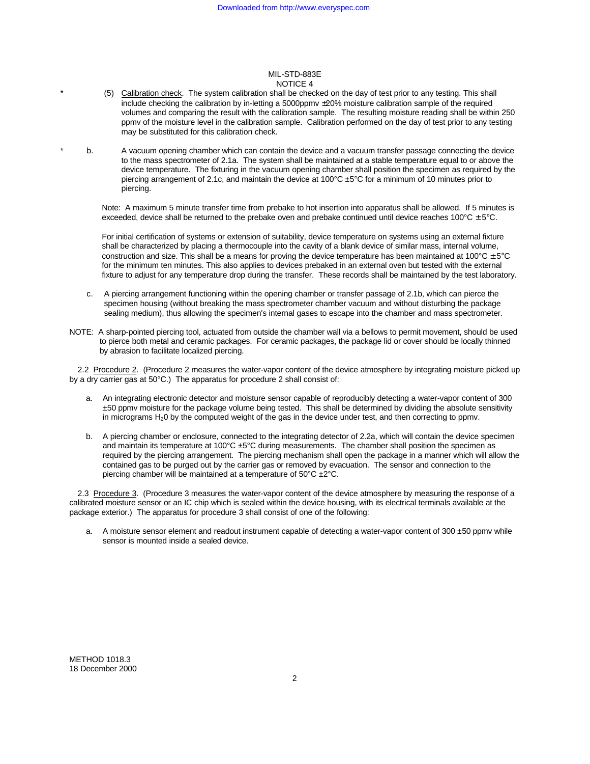\* (5) Calibration check. The system calibration shall be checked on the day of test prior to any testing. This shall include checking the calibration by in-letting a 5000ppmv ±20% moisture calibration sample of the required volumes and comparing the result with the calibration sample. The resulting moisture reading shall be within 250 ppmv of the moisture level in the calibration sample. Calibration performed on the day of test prior to any testing may be substituted for this calibration check.

\* b. A vacuum opening chamber which can contain the device and a vacuum transfer passage connecting the device to the mass spectrometer of 2.1a. The system shall be maintained at a stable temperature equal to or above the device temperature. The fixturing in the vacuum opening chamber shall position the specimen as required by the piercing arrangement of 2.1c, and maintain the device at 100°C ±5°C for a minimum of 10 minutes prior to piercing.

Note: A maximum 5 minute transfer time from prebake to hot insertion into apparatus shall be allowed. If 5 minutes is exceeded, device shall be returned to the prebake oven and prebake continued until device reaches 100°C ± 5°C.

For initial certification of systems or extension of suitability, device temperature on systems using an external fixture shall be characterized by placing a thermocouple into the cavity of a blank device of similar mass, internal volume, construction and size. This shall be a means for proving the device temperature has been maintained at 100°C ± 5°C for the minimum ten minutes. This also applies to devices prebaked in an external oven but tested with the external fixture to adjust for any temperature drop during the transfer. These records shall be maintained by the test laboratory.

c. A piercing arrangement functioning within the opening chamber or transfer passage of 2.1b, which can pierce the specimen housing (without breaking the mass spectrometer chamber vacuum and without disturbing the package sealing medium), thus allowing the specimen's internal gases to escape into the chamber and mass spectrometer.

NOTE: A sharp-pointed piercing tool, actuated from outside the chamber wall via a bellows to permit movement, should be used to pierce both metal and ceramic packages. For ceramic packages, the package lid or cover should be locally thinned by abrasion to facilitate localized piercing.

2.2 Procedure 2. (Procedure 2 measures the water-vapor content of the device atmosphere by integrating moisture picked up by a dry carrier gas at 50°C.) The apparatus for procedure 2 shall consist of:

a. An integrating electronic detector and moisture sensor capable of reproducibly detecting a water-vapor content of 300 ±50 ppmv moisture for the package volume being tested. This shall be determined by dividing the absolute sensitivity in micrograms $H_20$ by the computed weight of the gas in the device under test, and then correcting to ppmv.

b. A piercing chamber or enclosure, connected to the integrating detector of 2.2a, which will contain the device specimen and maintain its temperature at 100°C ±5°C during measurements. The chamber shall position the specimen as required by the piercing arrangement. The piercing mechanism shall open the package in a manner which will allow the contained gas to be purged out by the carrier gas or removed by evacuation. The sensor and connection to the piercing chamber will be maintained at a temperature of 50°C ±2°C.

2.3 Procedure 3. (Procedure 3 measures the water-vapor content of the device atmosphere by measuring the response of a calibrated moisture sensor or an IC chip which is sealed within the device housing, with its electrical terminals available at the package exterior.) The apparatus for procedure 3 shall consist of one of the following:

a. A moisture sensor element and readout instrument capable of detecting a water-vapor content of 300 ±50 ppmv while sensor is mounted inside a sealed device.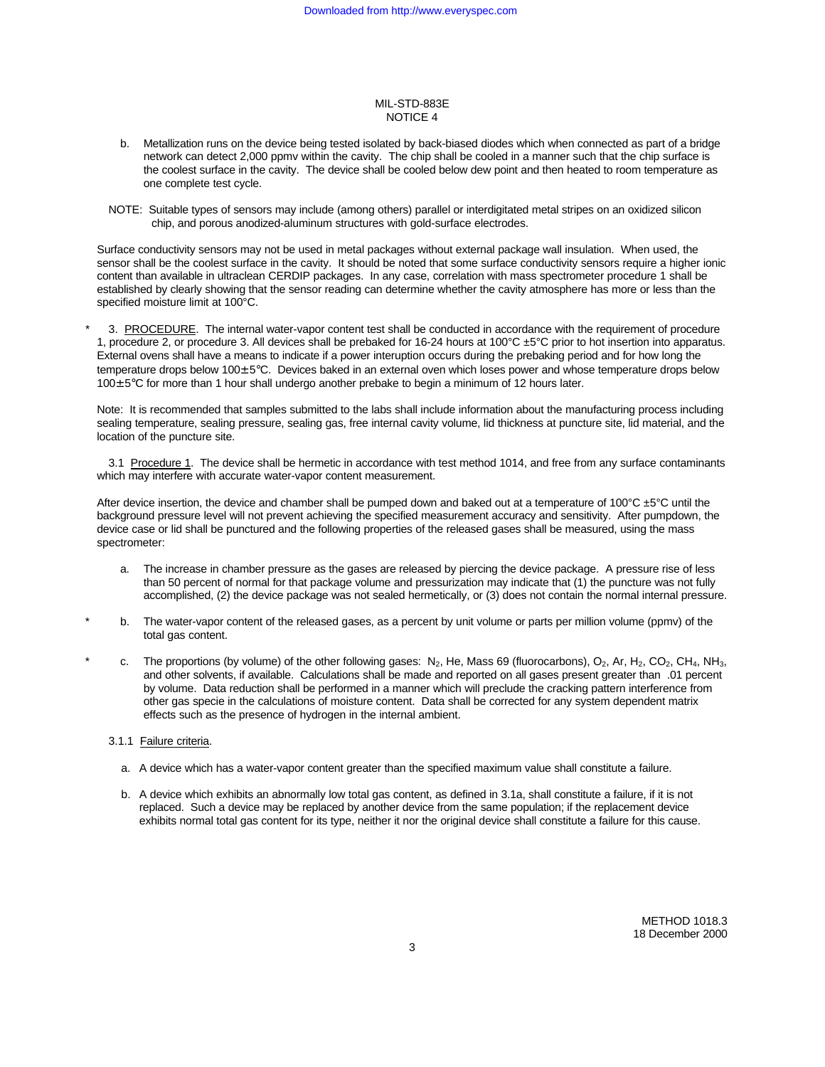b. Metallization runs on the device being tested isolated by back-biased diodes which when connected as part of a bridge network can detect 2,000 ppmv within the cavity. The chip shall be cooled in a manner such that the chip surface is the coolest surface in the cavity. The device shall be cooled below dew point and then heated to room temperature as one complete test cycle.

NOTE: Suitable types of sensors may include (among others) parallel or interdigitated metal stripes on an oxidized silicon chip, and porous anodized-aluminum structures with gold-surface electrodes.

Surface conductivity sensors may not be used in metal packages without external package wall insulation. When used, the sensor shall be the coolest surface in the cavity. It should be noted that some surface conductivity sensors require a higher ionic content than available in ultraclean CERDIP packages. In any case, correlation with mass spectrometer procedure 1 shall be established by clearly showing that the sensor reading can determine whether the cavity atmosphere has more or less than the specified moisture limit at 100°C.

\* 3. PROCEDURE. The internal water-vapor content test shall be conducted in accordance with the requirement of procedure 1, procedure 2, or procedure 3. All devices shall be prebaked for 16-24 hours at 100°C ±5°C prior to hot insertion into apparatus. External ovens shall have a means to indicate if a power interuption occurs during the prebaking period and for how long the temperature drops below 100±5°C. Devices baked in an external oven which loses power and whose temperature drops below 100±5°C for more than 1 hour shall undergo another prebake to begin a minimum of 12 hours later.

Note: It is recommended that samples submitted to the labs shall include information about the manufacturing process including sealing temperature, sealing pressure, sealing gas, free internal cavity volume, lid thickness at puncture site, lid material, and the location of the puncture site.

3.1 Procedure 1. The device shall be hermetic in accordance with test method 1014, and free from any surface contaminants which may interfere with accurate water-vapor content measurement.

After device insertion, the device and chamber shall be pumped down and baked out at a temperature of 100°C ±5°C until the background pressure level will not prevent achieving the specified measurement accuracy and sensitivity. After pumpdown, the device case or lid shall be punctured and the following properties of the released gases shall be measured, using the mass spectrometer:

a. The increase in chamber pressure as the gases are released by piercing the device package. A pressure rise of less than 50 percent of normal for that package volume and pressurization may indicate that (1) the puncture was not fully accomplished, (2) the device package was not sealed hermetically, or (3) does not contain the normal internal pressure.

\* b. The water-vapor content of the released gases, as a percent by unit volume or parts per million volume (ppmv) of the total gas content.

\* c. The proportions (by volume) of the other following gases: $N_2$, He, Mass 69 (fluorocarbons), $O_2$, Ar, $H_2$, $CO_2$, $CH_4$, $NH_3$, and other solvents, if available. Calculations shall be made and reported on all gases present greater than .01 percent by volume. Data reduction shall be performed in a manner which will preclude the cracking pattern interference from other gas specie in the calculations of moisture content. Data shall be corrected for any system dependent matrix effects such as the presence of hydrogen in the internal ambient.

3.1.1 Failure criteria.

a. A device which has a water-vapor content greater than the specified maximum value shall constitute a failure.

b. A device which exhibits an abnormally low total gas content, as defined in 3.1a, shall constitute a failure, if it is not replaced. Such a device may be replaced by another device from the same population; if the replacement device exhibits normal total gas content for its type, neither it nor the original device shall constitute a failure for this cause.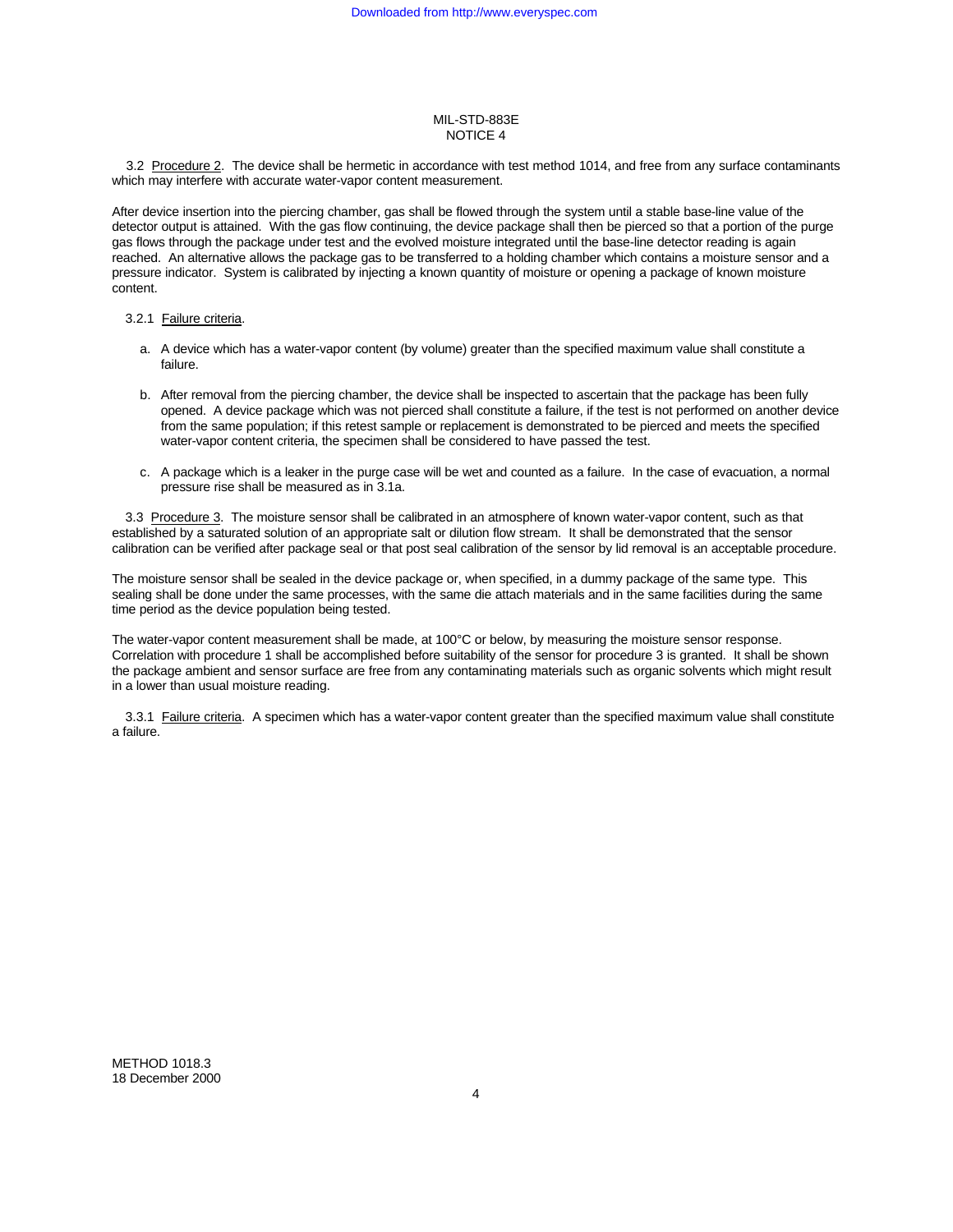3.2 Procedure 2. The device shall be hermetic in accordance with test method 1014, and free from any surface contaminants which may interfere with accurate water-vapor content measurement.

After device insertion into the piercing chamber, gas shall be flowed through the system until a stable base-line value of the detector output is attained. With the gas flow continuing, the device package shall then be pierced so that a portion of the purge gas flows through the package under test and the evolved moisture integrated until the base-line detector reading is again reached. An alternative allows the package gas to be transferred to a holding chamber which contains a moisture sensor and a pressure indicator. System is calibrated by injecting a known quantity of moisture or opening a package of known moisture content.

3.2.1 Failure criteria.

a. A device which has a water-vapor content (by volume) greater than the specified maximum value shall constitute a failure.

b. After removal from the piercing chamber, the device shall be inspected to ascertain that the package has been fully opened. A device package which was not pierced shall constitute a failure, if the test is not performed on another device from the same population; if this retest sample or replacement is demonstrated to be pierced and meets the specified water-vapor content criteria, the specimen shall be considered to have passed the test.

c. A package which is a leaker in the purge case will be wet and counted as a failure. In the case of evacuation, a normal pressure rise shall be measured as in 3.1a.

3.3 Procedure 3. The moisture sensor shall be calibrated in an atmosphere of known water-vapor content, such as that established by a saturated solution of an appropriate salt or dilution flow stream. It shall be demonstrated that the sensor calibration can be verified after package seal or that post seal calibration of the sensor by lid removal is an acceptable procedure.

The moisture sensor shall be sealed in the device package or, when specified, in a dummy package of the same type. This sealing shall be done under the same processes, with the same die attach materials and in the same facilities during the same time period as the device population being tested.

The water-vapor content measurement shall be made, at 100°C or below, by measuring the moisture sensor response. Correlation with procedure 1 shall be accomplished before suitability of the sensor for procedure 3 is granted. It shall be shown the package ambient and sensor surface are free from any contaminating materials such as organic solvents which might result in a lower than usual moisture reading.

3.3.1 Failure criteria. A specimen which has a water-vapor content greater than the specified maximum value shall constitute a failure.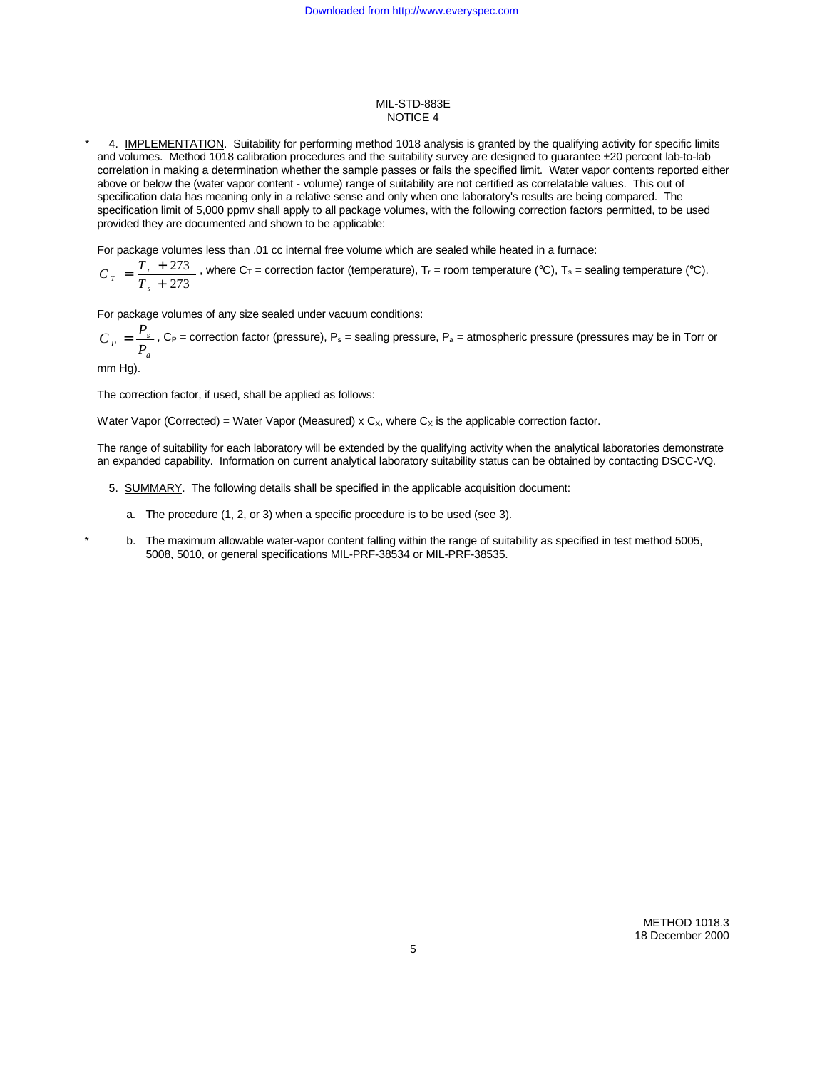\* 4. IMPLEMENTATION. Suitability for performing method 1018 analysis is granted by the qualifying activity for specific limits and volumes. Method 1018 calibration procedures and the suitability survey are designed to guarantee ±20 percent lab-to-lab correlation in making a determination whether the sample passes or fails the specified limit. Water vapor contents reported either above or below the (water vapor content - volume) range of suitability are not certified as correlatable values. This out of specification data has meaning only in a relative sense and only when one laboratory's results are being compared. The specification limit of 5,000 ppmv shall apply to all package volumes, with the following correction factors permitted, to be used provided they are documented and shown to be applicable:

For package volumes less than .01 cc internal free volume which are sealed while heated in a furnace:

$C_T = \frac{T_r + 273}{T_s + 273}$, where $C_T$ = correction factor (temperature), $T_r$ = room temperature (°C), $T_s$ = sealing temperature (°C).

For package volumes of any size sealed under vacuum conditions:

$C_P = \frac{P_s}{P_a}$, $C_P$ = correction factor (pressure), $P_s$ = sealing pressure, $P_a$ = atmospheric pressure (pressures may be in Torr or mm Hg).

The correction factor, if used, shall be applied as follows:

Water Vapor (Corrected) = Water Vapor (Measured) x $C_X$, where $C_X$ is the applicable correction factor.

The range of suitability for each laboratory will be extended by the qualifying activity when the analytical laboratories demonstrate an expanded capability. Information on current analytical laboratory suitability status can be obtained by contacting DSCC-VQ.

5. SUMMARY. The following details shall be specified in the applicable acquisition document:

a. The procedure (1, 2, or 3) when a specific procedure is to be used (see 3).

\* b. The maximum allowable water-vapor content falling within the range of suitability as specified in test method 5005, 5008, 5010, or general specifications MIL-PRF-38534 or MIL-PRF-38535.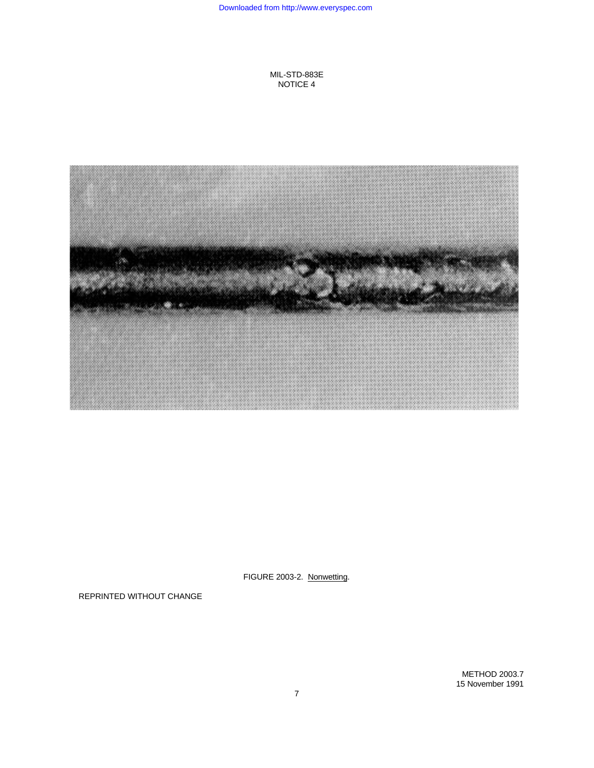FIGURE 2003-2. Nonwetting.

REPRINTED WITHOUT CHANGE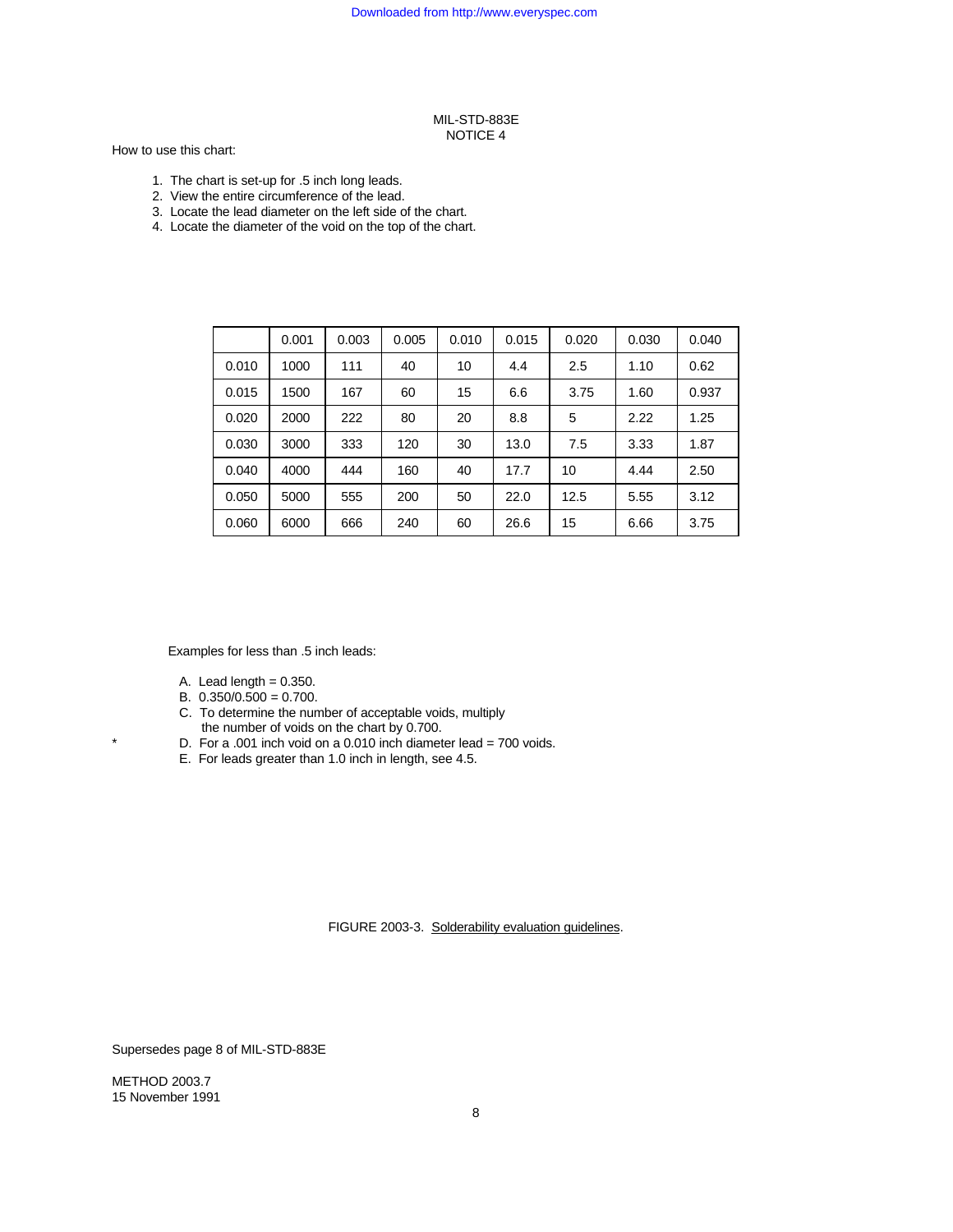How to use this chart:

1. The chart is set-up for .5 inch long leads.
2. View the entire circumference of the lead.
3. Locate the lead diameter on the left side of the chart.
4. Locate the diameter of the void on the top of the chart.

| | 0.001 | 0.003 | 0.005 | 0.010 | 0.015 | 0.020 | 0.030 | 0.040 |
|---|---|---|---|---|---|---|---|---|
| 0.010 | 1000 | 111 | 40 | 10 | 4.4 | 2.5 | 1.10 | 0.62 |
| 0.015 | 1500 | 167 | 60 | 15 | 6.6 | 3.75 | 1.60 | 0.937 |
| 0.020 | 2000 | 222 | 80 | 20 | 8.8 | 5 | 2.22 | 1.25 |
| 0.030 | 3000 | 333 | 120 | 30 | 13.0 | 7.5 | 3.33 | 1.87 |
| 0.040 | 4000 | 444 | 160 | 40 | 17.7 | 10 | 4.44 | 2.50 |
| 0.050 | 5000 | 555 | 200 | 50 | 22.0 | 12.5 | 5.55 | 3.12 |
| 0.060 | 6000 | 666 | 240 | 60 | 26.6 | 15 | 6.66 | 3.75 |

Examples for less than .5 inch leads:

A. Lead length = 0.350.
B. 0.350/0.500 = 0.700.
C. To determine the number of acceptable voids, multiply the number of voids on the chart by 0.700.
\* D. For a .001 inch void on a 0.010 inch diameter lead = 700 voids.
E. For leads greater than 1.0 inch in length, see 4.5.

FIGURE 2003-3. Solderability evaluation guidelines.

Supersedes page 8 of MIL-STD-883E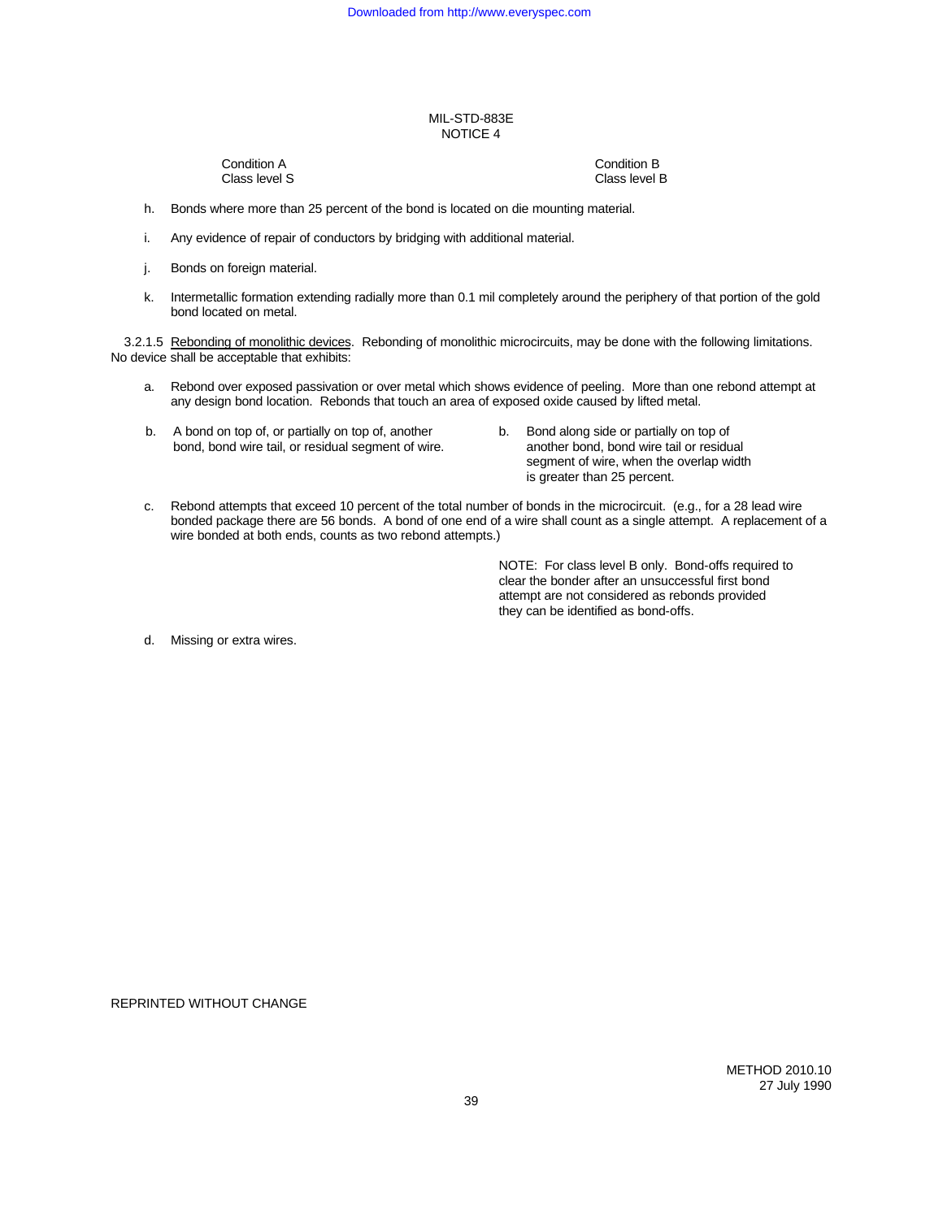| Condition A<br>Class level S | Condition B<br>Class level B |
| --- | --- |

h. Bonds where more than 25 percent of the bond is located on die mounting material.

i. Any evidence of repair of conductors by bridging with additional material.

j. Bonds on foreign material.

k. Intermetallic formation extending radially more than 0.1 mil completely around the periphery of that portion of the gold bond located on metal.

3.2.1.5 Rebonding of monolithic devices. Rebonding of monolithic microcircuits, may be done with the following limitations. No device shall be acceptable that exhibits:

a. Rebond over exposed passivation or over metal which shows evidence of peeling. More than one rebond attempt at any design bond location. Rebonds that touch an area of exposed oxide caused by lifted metal.

| Condition A<br>Class level S | Condition B<br>Class level B |
| --- | --- |
| b. A bond on top of, or partially on top of, another bond, bond wire tail, or residual segment of wire. | b. Bond along side or partially on top of another bond, bond wire tail or residual segment of wire, when the overlap width is greater than 25 percent. |

c. Rebond attempts that exceed 10 percent of the total number of bonds in the microcircuit. (e.g., for a 28 lead wire bonded package there are 56 bonds. A bond of one end of a wire shall count as a single attempt. A replacement of a wire bonded at both ends, counts as two rebond attempts.)

NOTE: For class level B only. Bond-offs required to clear the bonder after an unsuccessful first bond attempt are not considered as rebonds provided they can be identified as bond-offs.

d. Missing or extra wires.

REPRINTED WITHOUT CHANGE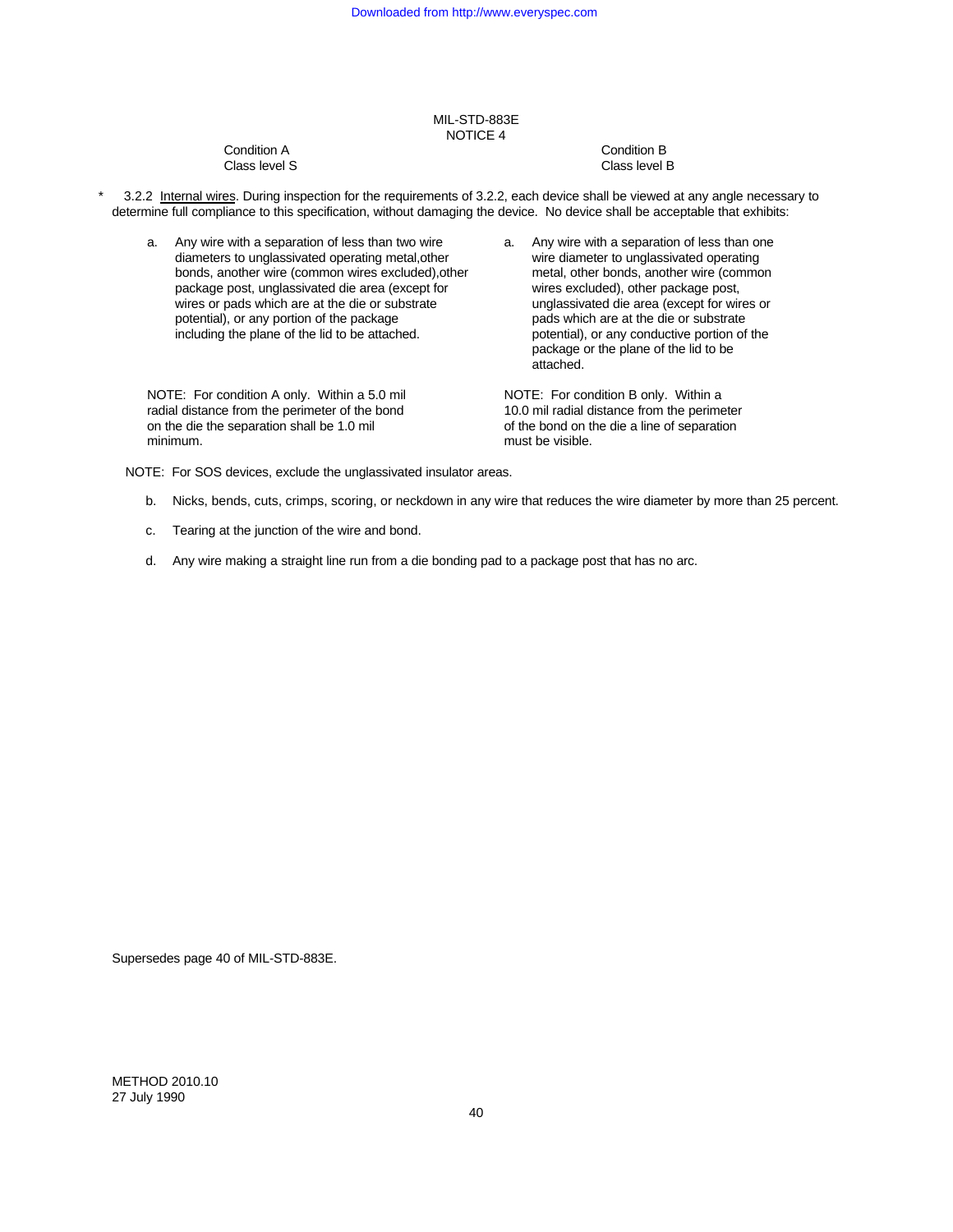Condition A
Class level S

Condition B
Class level B

\* 3.2.2 Internal wires. During inspection for the requirements of 3.2.2, each device shall be viewed at any angle necessary to determine full compliance to this specification, without damaging the device. No device shall be acceptable that exhibits:

| Condition A / Class level S | Condition B / Class level B |
|---|---|
| a. Any wire with a separation of less than two wire diameters to unglassivated operating metal,other bonds, another wire (common wires excluded),other package post, unglassivated die area (except for wires or pads which are at the die or substrate potential), or any portion of the package including the plane of the lid to be attached. | a. Any wire with a separation of less than one wire diameter to unglassivated operating metal, other bonds, another wire (common wires excluded), other package post, unglassivated die area (except for wires or pads which are at the die or substrate potential), or any conductive portion of the package or the plane of the lid to be attached. |
| NOTE: For condition A only. Within a 5.0 mil radial distance from the perimeter of the bond on the die the separation shall be 1.0 mil minimum. | NOTE: For condition B only. Within a 10.0 mil radial distance from the perimeter of the bond on the die a line of separation must be visible. |

NOTE: For SOS devices, exclude the unglassivated insulator areas.

b. Nicks, bends, cuts, crimps, scoring, or neckdown in any wire that reduces the wire diameter by more than 25 percent.

c. Tearing at the junction of the wire and bond.

d. Any wire making a straight line run from a die bonding pad to a package post that has no arc.

Supersedes page 40 of MIL-STD-883E.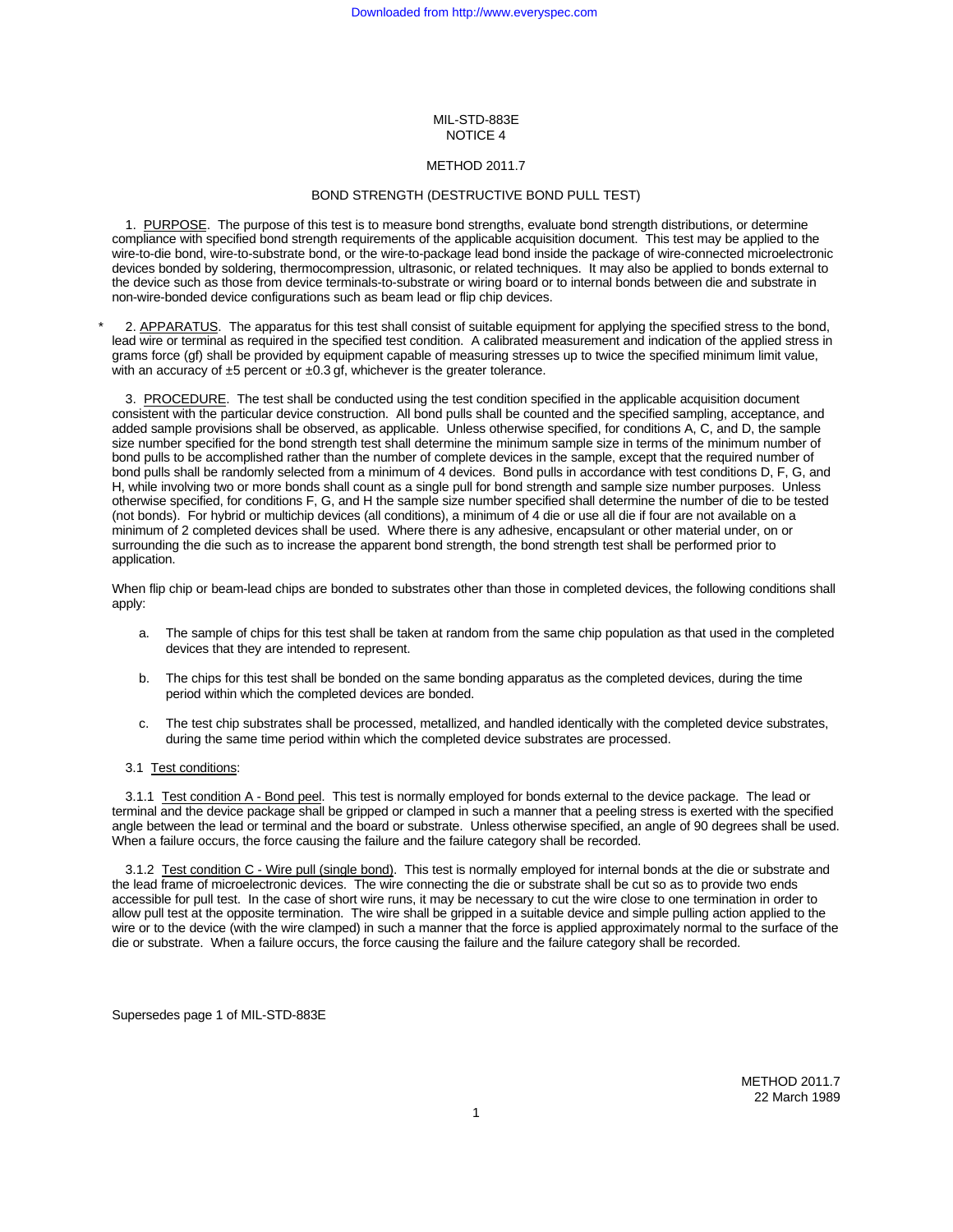MIL-STD-883E
NOTICE 4

METHOD 2011.7

BOND STRENGTH (DESTRUCTIVE BOND PULL TEST)

1. PURPOSE. The purpose of this test is to measure bond strengths, evaluate bond strength distributions, or determine compliance with specified bond strength requirements of the applicable acquisition document. This test may be applied to the wire-to-die bond, wire-to-substrate bond, or the wire-to-package lead bond inside the package of wire-connected microelectronic devices bonded by soldering, thermocompression, ultrasonic, or related techniques. It may also be applied to bonds external to the device such as those from device terminals-to-substrate or wiring board or to internal bonds between die and substrate in non-wire-bonded device configurations such as beam lead or flip chip devices.

\* 2. APPARATUS. The apparatus for this test shall consist of suitable equipment for applying the specified stress to the bond, lead wire or terminal as required in the specified test condition. A calibrated measurement and indication of the applied stress in grams force (gf) shall be provided by equipment capable of measuring stresses up to twice the specified minimum limit value, with an accuracy of ±5 percent or ±0.3 gf, whichever is the greater tolerance.

3. PROCEDURE. The test shall be conducted using the test condition specified in the applicable acquisition document consistent with the particular device construction. All bond pulls shall be counted and the specified sampling, acceptance, and added sample provisions shall be observed, as applicable. Unless otherwise specified, for conditions A, C, and D, the sample size number specified for the bond strength test shall determine the minimum sample size in terms of the minimum number of bond pulls to be accomplished rather than the number of complete devices in the sample, except that the required number of bond pulls shall be randomly selected from a minimum of 4 devices. Bond pulls in accordance with test conditions D, F, G, and H, while involving two or more bonds shall count as a single pull for bond strength and sample size number purposes. Unless otherwise specified, for conditions F, G, and H the sample size number specified shall determine the number of die to be tested (not bonds). For hybrid or multichip devices (all conditions), a minimum of 4 die or use all die if four are not available on a minimum of 2 completed devices shall be used. Where there is any adhesive, encapsulant or other material under, on or surrounding the die such as to increase the apparent bond strength, the bond strength test shall be performed prior to application.

When flip chip or beam-lead chips are bonded to substrates other than those in completed devices, the following conditions shall apply:

a. The sample of chips for this test shall be taken at random from the same chip population as that used in the completed devices that they are intended to represent.

b. The chips for this test shall be bonded on the same bonding apparatus as the completed devices, during the time period within which the completed devices are bonded.

c. The test chip substrates shall be processed, metallized, and handled identically with the completed device substrates, during the same time period within which the completed device substrates are processed.

3.1 Test conditions:

3.1.1 Test condition A - Bond peel. This test is normally employed for bonds external to the device package. The lead or terminal and the device package shall be gripped or clamped in such a manner that a peeling stress is exerted with the specified angle between the lead or terminal and the board or substrate. Unless otherwise specified, an angle of 90 degrees shall be used. When a failure occurs, the force causing the failure and the failure category shall be recorded.

3.1.2 Test condition C - Wire pull (single bond). This test is normally employed for internal bonds at the die or substrate and the lead frame of microelectronic devices. The wire connecting the die or substrate shall be cut so as to provide two ends accessible for pull test. In the case of short wire runs, it may be necessary to cut the wire close to one termination in order to allow pull test at the opposite termination. The wire shall be gripped in a suitable device and simple pulling action applied to the wire or to the device (with the wire clamped) in such a manner that the force is applied approximately normal to the surface of the die or substrate. When a failure occurs, the force causing the failure and the failure category shall be recorded.

Supersedes page 1 of MIL-STD-883E

METHOD 2011.7
22 March 1989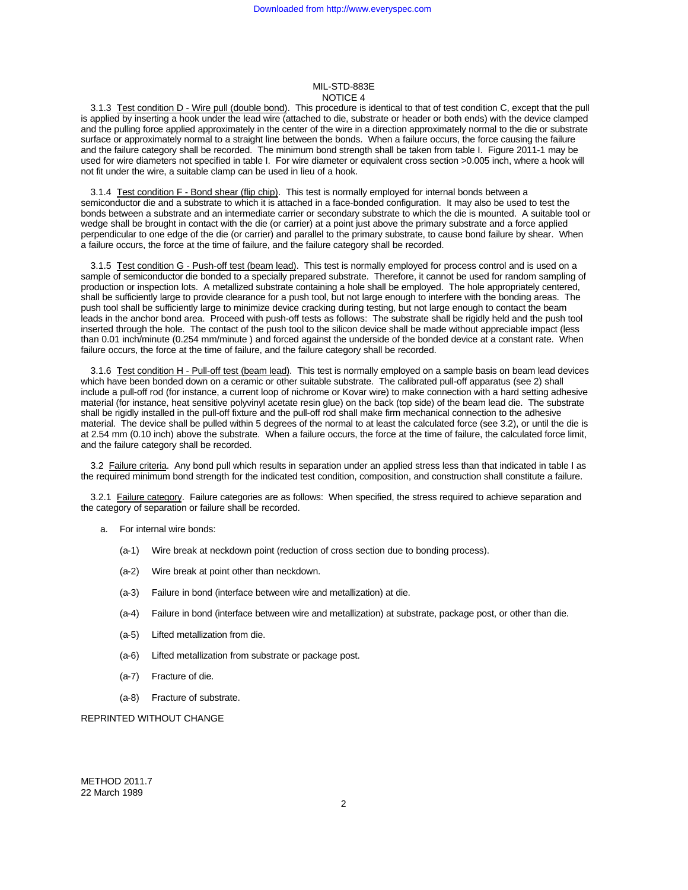3.1.3 Test condition D - Wire pull (double bond). This procedure is identical to that of test condition C, except that the pull is applied by inserting a hook under the lead wire (attached to die, substrate or header or both ends) with the device clamped and the pulling force applied approximately in the center of the wire in a direction approximately normal to the die or substrate surface or approximately normal to a straight line between the bonds. When a failure occurs, the force causing the failure and the failure category shall be recorded. The minimum bond strength shall be taken from table I. Figure 2011-1 may be used for wire diameters not specified in table I. For wire diameter or equivalent cross section >0.005 inch, where a hook will not fit under the wire, a suitable clamp can be used in lieu of a hook.

3.1.4 Test condition F - Bond shear (flip chip). This test is normally employed for internal bonds between a semiconductor die and a substrate to which it is attached in a face-bonded configuration. It may also be used to test the bonds between a substrate and an intermediate carrier or secondary substrate to which the die is mounted. A suitable tool or wedge shall be brought in contact with the die (or carrier) at a point just above the primary substrate and a force applied perpendicular to one edge of the die (or carrier) and parallel to the primary substrate, to cause bond failure by shear. When a failure occurs, the force at the time of failure, and the failure category shall be recorded.

3.1.5 Test condition G - Push-off test (beam lead). This test is normally employed for process control and is used on a sample of semiconductor die bonded to a specially prepared substrate. Therefore, it cannot be used for random sampling of production or inspection lots. A metallized substrate containing a hole shall be employed. The hole appropriately centered, shall be sufficiently large to provide clearance for a push tool, but not large enough to interfere with the bonding areas. The push tool shall be sufficiently large to minimize device cracking during testing, but not large enough to contact the beam leads in the anchor bond area. Proceed with push-off tests as follows: The substrate shall be rigidly held and the push tool inserted through the hole. The contact of the push tool to the silicon device shall be made without appreciable impact (less than 0.01 inch/minute (0.254 mm/minute ) and forced against the underside of the bonded device at a constant rate. When failure occurs, the force at the time of failure, and the failure category shall be recorded.

3.1.6 Test condition H - Pull-off test (beam lead). This test is normally employed on a sample basis on beam lead devices which have been bonded down on a ceramic or other suitable substrate. The calibrated pull-off apparatus (see 2) shall include a pull-off rod (for instance, a current loop of nichrome or Kovar wire) to make connection with a hard setting adhesive material (for instance, heat sensitive polyvinyl acetate resin glue) on the back (top side) of the beam lead die. The substrate shall be rigidly installed in the pull-off fixture and the pull-off rod shall make firm mechanical connection to the adhesive material. The device shall be pulled within 5 degrees of the normal to at least the calculated force (see 3.2), or until the die is at 2.54 mm (0.10 inch) above the substrate. When a failure occurs, the force at the time of failure, the calculated force limit, and the failure category shall be recorded.

3.2 Failure criteria. Any bond pull which results in separation under an applied stress less than that indicated in table I as the required minimum bond strength for the indicated test condition, composition, and construction shall constitute a failure.

3.2.1 Failure category. Failure categories are as follows: When specified, the stress required to achieve separation and the category of separation or failure shall be recorded.

a. For internal wire bonds:

(a-1) Wire break at neckdown point (reduction of cross section due to bonding process).

(a-2) Wire break at point other than neckdown.

(a-3) Failure in bond (interface between wire and metallization) at die.

(a-4) Failure in bond (interface between wire and metallization) at substrate, package post, or other than die.

(a-5) Lifted metallization from die.

(a-6) Lifted metallization from substrate or package post.

(a-7) Fracture of die.

(a-8) Fracture of substrate.

REPRINTED WITHOUT CHANGE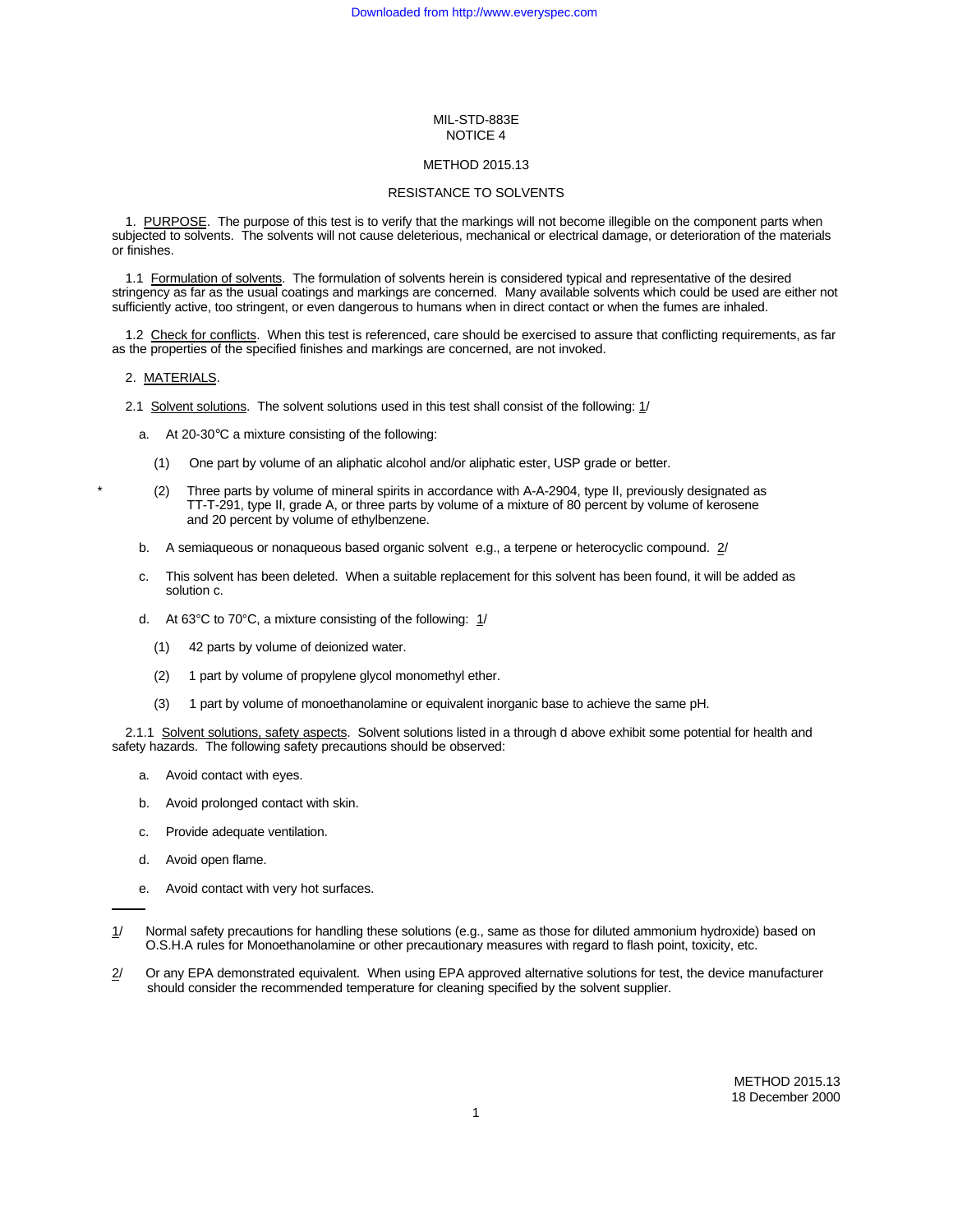MIL-STD-883E
NOTICE 4

# METHOD 2015.13

## RESISTANCE TO SOLVENTS

1. PURPOSE. The purpose of this test is to verify that the markings will not become illegible on the component parts when subjected to solvents. The solvents will not cause deleterious, mechanical or electrical damage, or deterioration of the materials or finishes.

1.1 Formulation of solvents. The formulation of solvents herein is considered typical and representative of the desired stringency as far as the usual coatings and markings are concerned. Many available solvents which could be used are either not sufficiently active, too stringent, or even dangerous to humans when in direct contact or when the fumes are inhaled.

1.2 Check for conflicts. When this test is referenced, care should be exercised to assure that conflicting requirements, as far as the properties of the specified finishes and markings are concerned, are not invoked.

2. MATERIALS.

2.1 Solvent solutions. The solvent solutions used in this test shall consist of the following: 1/

a. At 20-30°C a mixture consisting of the following:

(1) One part by volume of an aliphatic alcohol and/or aliphatic ester, USP grade or better.

\* (2) Three parts by volume of mineral spirits in accordance with A-A-2904, type II, previously designated as TT-T-291, type II, grade A, or three parts by volume of a mixture of 80 percent by volume of kerosene and 20 percent by volume of ethylbenzene.

b. A semiaqueous or nonaqueous based organic solvent e.g., a terpene or heterocyclic compound. 2/

c. This solvent has been deleted. When a suitable replacement for this solvent has been found, it will be added as solution c.

d. At 63°C to 70°C, a mixture consisting of the following: 1/

(1) 42 parts by volume of deionized water.

(2) 1 part by volume of propylene glycol monomethyl ether.

(3) 1 part by volume of monoethanolamine or equivalent inorganic base to achieve the same pH.

2.1.1 Solvent solutions, safety aspects. Solvent solutions listed in a through d above exhibit some potential for health and safety hazards. The following safety precautions should be observed:

a. Avoid contact with eyes.

b. Avoid prolonged contact with skin.

c. Provide adequate ventilation.

d. Avoid open flame.

e. Avoid contact with very hot surfaces.

---

1/ Normal safety precautions for handling these solutions (e.g., same as those for diluted ammonium hydroxide) based on O.S.H.A rules for Monoethanolamine or other precautionary measures with regard to flash point, toxicity, etc.

2/ Or any EPA demonstrated equivalent. When using EPA approved alternative solutions for test, the device manufacturer should consider the recommended temperature for cleaning specified by the solvent supplier.

METHOD 2015.13
18 December 2000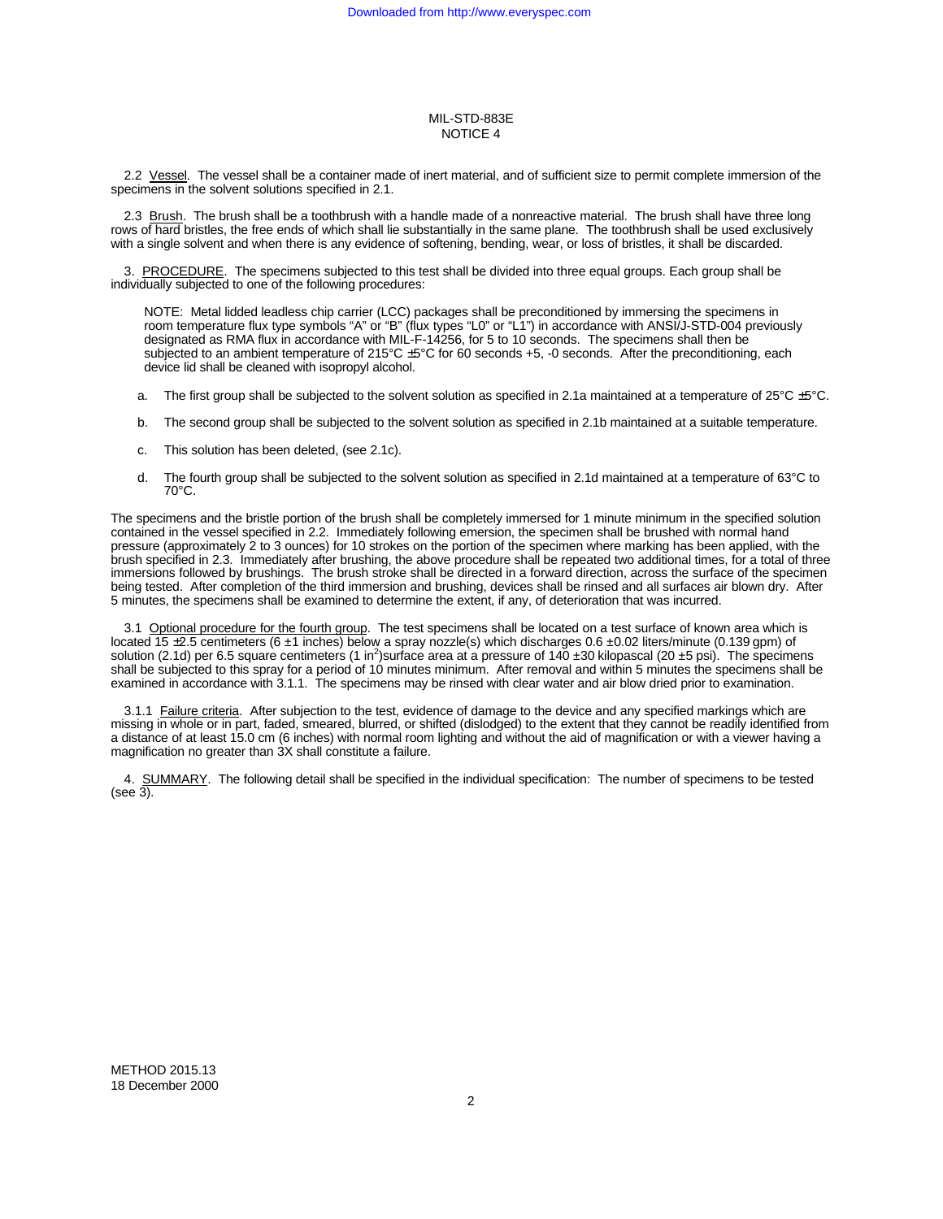2.2 Vessel. The vessel shall be a container made of inert material, and of sufficient size to permit complete immersion of the specimens in the solvent solutions specified in 2.1.

2.3 Brush. The brush shall be a toothbrush with a handle made of a nonreactive material. The brush shall have three long rows of hard bristles, the free ends of which shall lie substantially in the same plane. The toothbrush shall be used exclusively with a single solvent and when there is any evidence of softening, bending, wear, or loss of bristles, it shall be discarded.

3. PROCEDURE. The specimens subjected to this test shall be divided into three equal groups. Each group shall be individually subjected to one of the following procedures:

> NOTE: Metal lidded leadless chip carrier (LCC) packages shall be preconditioned by immersing the specimens in room temperature flux type symbols "A" or "B" (flux types "L0" or "L1") in accordance with ANSI/J-STD-004 previously designated as RMA flux in accordance with MIL-F-14256, for 5 to 10 seconds. The specimens shall then be subjected to an ambient temperature of 215°C ±5°C for 60 seconds +5, -0 seconds. After the preconditioning, each device lid shall be cleaned with isopropyl alcohol.

a. The first group shall be subjected to the solvent solution as specified in 2.1a maintained at a temperature of 25°C ±5°C.

b. The second group shall be subjected to the solvent solution as specified in 2.1b maintained at a suitable temperature.

c. This solution has been deleted, (see 2.1c).

d. The fourth group shall be subjected to the solvent solution as specified in 2.1d maintained at a temperature of 63°C to 70°C.

The specimens and the bristle portion of the brush shall be completely immersed for 1 minute minimum in the specified solution contained in the vessel specified in 2.2. Immediately following emersion, the specimen shall be brushed with normal hand pressure (approximately 2 to 3 ounces) for 10 strokes on the portion of the specimen where marking has been applied, with the brush specified in 2.3. Immediately after brushing, the above procedure shall be repeated two additional times, for a total of three immersions followed by brushings. The brush stroke shall be directed in a forward direction, across the surface of the specimen being tested. After completion of the third immersion and brushing, devices shall be rinsed and all surfaces air blown dry. After 5 minutes, the specimens shall be examined to determine the extent, if any, of deterioration that was incurred.

3.1 Optional procedure for the fourth group. The test specimens shall be located on a test surface of known area which is located 15 ±2.5 centimeters (6 ±1 inches) below a spray nozzle(s) which discharges 0.6 ±0.02 liters/minute (0.139 gpm) of solution (2.1d) per 6.5 square centimeters (1 in$^2$)surface area at a pressure of 140 ±30 kilopascal (20 ±5 psi). The specimens shall be subjected to this spray for a period of 10 minutes minimum. After removal and within 5 minutes the specimens shall be examined in accordance with 3.1.1. The specimens may be rinsed with clear water and air blow dried prior to examination.

3.1.1 Failure criteria. After subjection to the test, evidence of damage to the device and any specified markings which are missing in whole or in part, faded, smeared, blurred, or shifted (dislodged) to the extent that they cannot be readily identified from a distance of at least 15.0 cm (6 inches) with normal room lighting and without the aid of magnification or with a viewer having a magnification no greater than 3X shall constitute a failure.

4. SUMMARY. The following detail shall be specified in the individual specification: The number of specimens to be tested (see 3).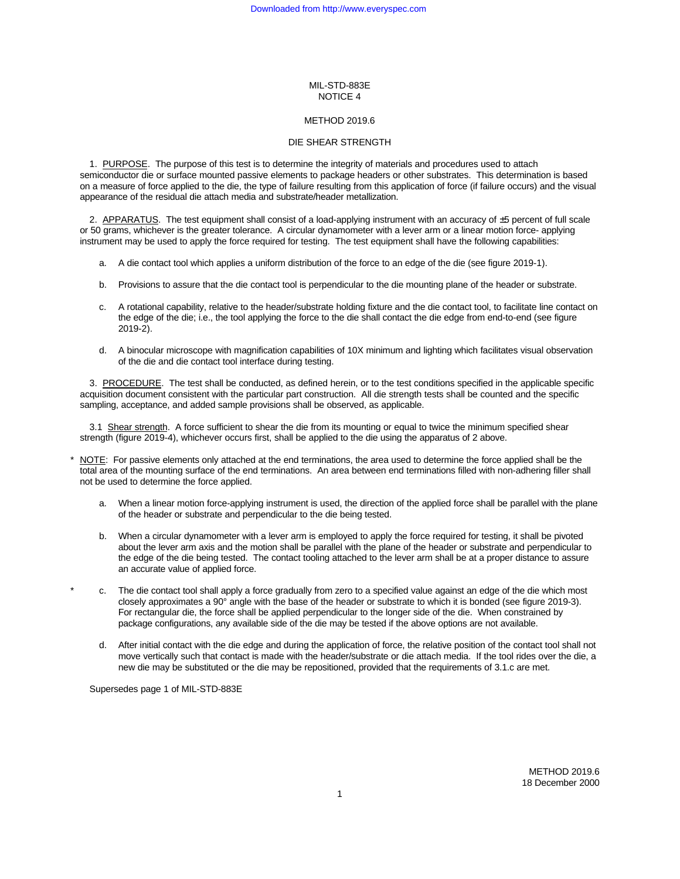MIL-STD-883E
NOTICE 4

METHOD 2019.6

DIE SHEAR STRENGTH

1. PURPOSE. The purpose of this test is to determine the integrity of materials and procedures used to attach semiconductor die or surface mounted passive elements to package headers or other substrates. This determination is based on a measure of force applied to the die, the type of failure resulting from this application of force (if failure occurs) and the visual appearance of the residual die attach media and substrate/header metallization.

2. APPARATUS. The test equipment shall consist of a load-applying instrument with an accuracy of ±5 percent of full scale or 50 grams, whichever is the greater tolerance. A circular dynamometer with a lever arm or a linear motion force- applying instrument may be used to apply the force required for testing. The test equipment shall have the following capabilities:

a. A die contact tool which applies a uniform distribution of the force to an edge of the die (see figure 2019-1).

b. Provisions to assure that the die contact tool is perpendicular to the die mounting plane of the header or substrate.

c. A rotational capability, relative to the header/substrate holding fixture and the die contact tool, to facilitate line contact on the edge of the die; i.e., the tool applying the force to the die shall contact the die edge from end-to-end (see figure 2019-2).

d. A binocular microscope with magnification capabilities of 10X minimum and lighting which facilitates visual observation of the die and die contact tool interface during testing.

3. PROCEDURE. The test shall be conducted, as defined herein, or to the test conditions specified in the applicable specific acquisition document consistent with the particular part construction. All die strength tests shall be counted and the specific sampling, acceptance, and added sample provisions shall be observed, as applicable.

3.1 Shear strength. A force sufficient to shear the die from its mounting or equal to twice the minimum specified shear strength (figure 2019-4), whichever occurs first, shall be applied to the die using the apparatus of 2 above.

\* NOTE: For passive elements only attached at the end terminations, the area used to determine the force applied shall be the total area of the mounting surface of the end terminations. An area between end terminations filled with non-adhering filler shall not be used to determine the force applied.

a. When a linear motion force-applying instrument is used, the direction of the applied force shall be parallel with the plane of the header or substrate and perpendicular to the die being tested.

b. When a circular dynamometer with a lever arm is employed to apply the force required for testing, it shall be pivoted about the lever arm axis and the motion shall be parallel with the plane of the header or substrate and perpendicular to the edge of the die being tested. The contact tooling attached to the lever arm shall be at a proper distance to assure an accurate value of applied force.

\* c. The die contact tool shall apply a force gradually from zero to a specified value against an edge of the die which most closely approximates a 90° angle with the base of the header or substrate to which it is bonded (see figure 2019-3). For rectangular die, the force shall be applied perpendicular to the longer side of the die. When constrained by package configurations, any available side of the die may be tested if the above options are not available.

d. After initial contact with the die edge and during the application of force, the relative position of the contact tool shall not move vertically such that contact is made with the header/substrate or die attach media. If the tool rides over the die, a new die may be substituted or the die may be repositioned, provided that the requirements of 3.1.c are met.

Supersedes page 1 of MIL-STD-883E

METHOD 2019.6
18 December 2000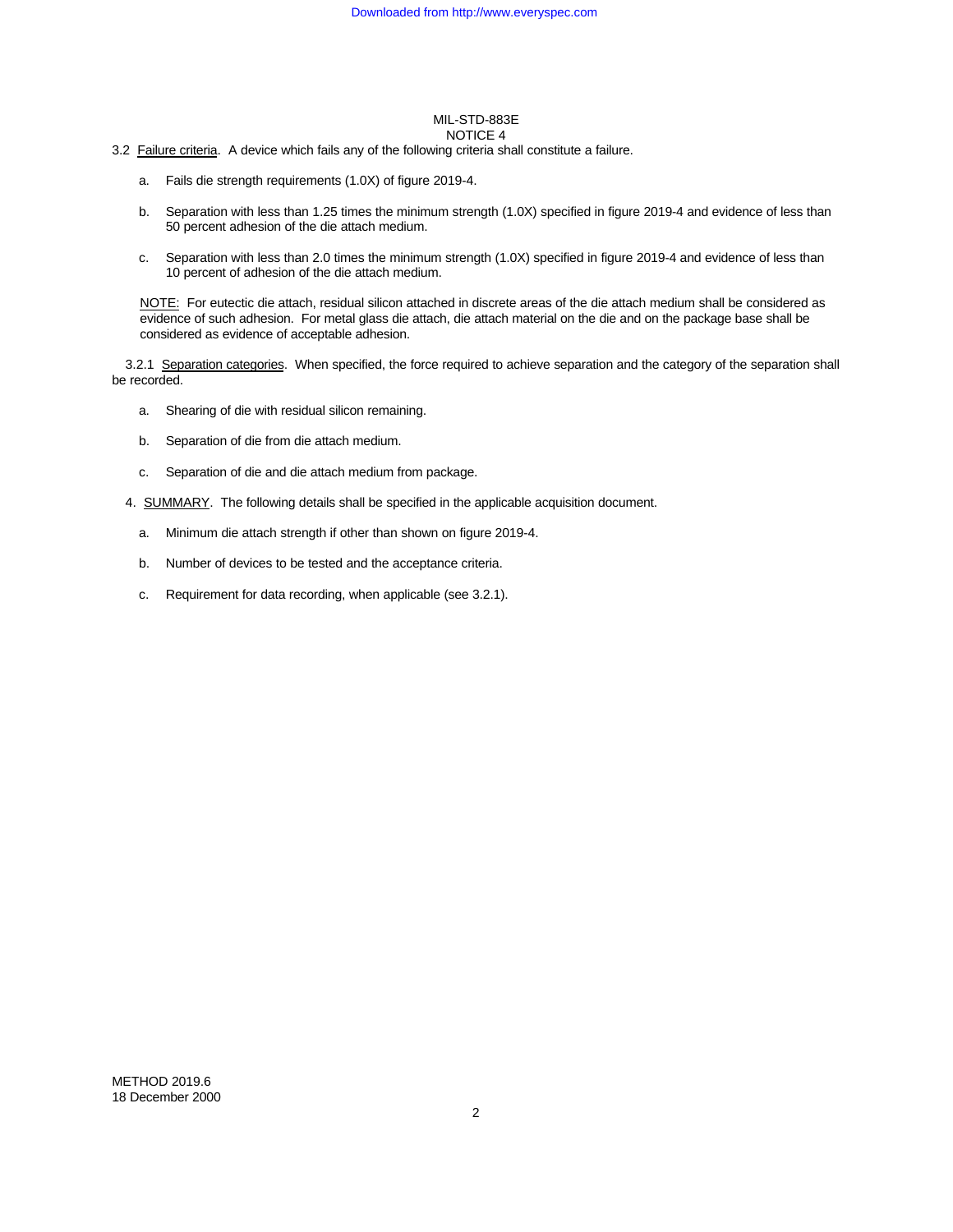3.2 Failure criteria. A device which fails any of the following criteria shall constitute a failure.

a. Fails die strength requirements (1.0X) of figure 2019-4.

b. Separation with less than 1.25 times the minimum strength (1.0X) specified in figure 2019-4 and evidence of less than 50 percent adhesion of the die attach medium.

c. Separation with less than 2.0 times the minimum strength (1.0X) specified in figure 2019-4 and evidence of less than 10 percent of adhesion of the die attach medium.

NOTE: For eutectic die attach, residual silicon attached in discrete areas of the die attach medium shall be considered as evidence of such adhesion. For metal glass die attach, die attach material on the die and on the package base shall be considered as evidence of acceptable adhesion.

3.2.1 Separation categories. When specified, the force required to achieve separation and the category of the separation shall be recorded.

a. Shearing of die with residual silicon remaining.

b. Separation of die from die attach medium.

c. Separation of die and die attach medium from package.

4. SUMMARY. The following details shall be specified in the applicable acquisition document.

a. Minimum die attach strength if other than shown on figure 2019-4.

b. Number of devices to be tested and the acceptance criteria.

c. Requirement for data recording, when applicable (see 3.2.1).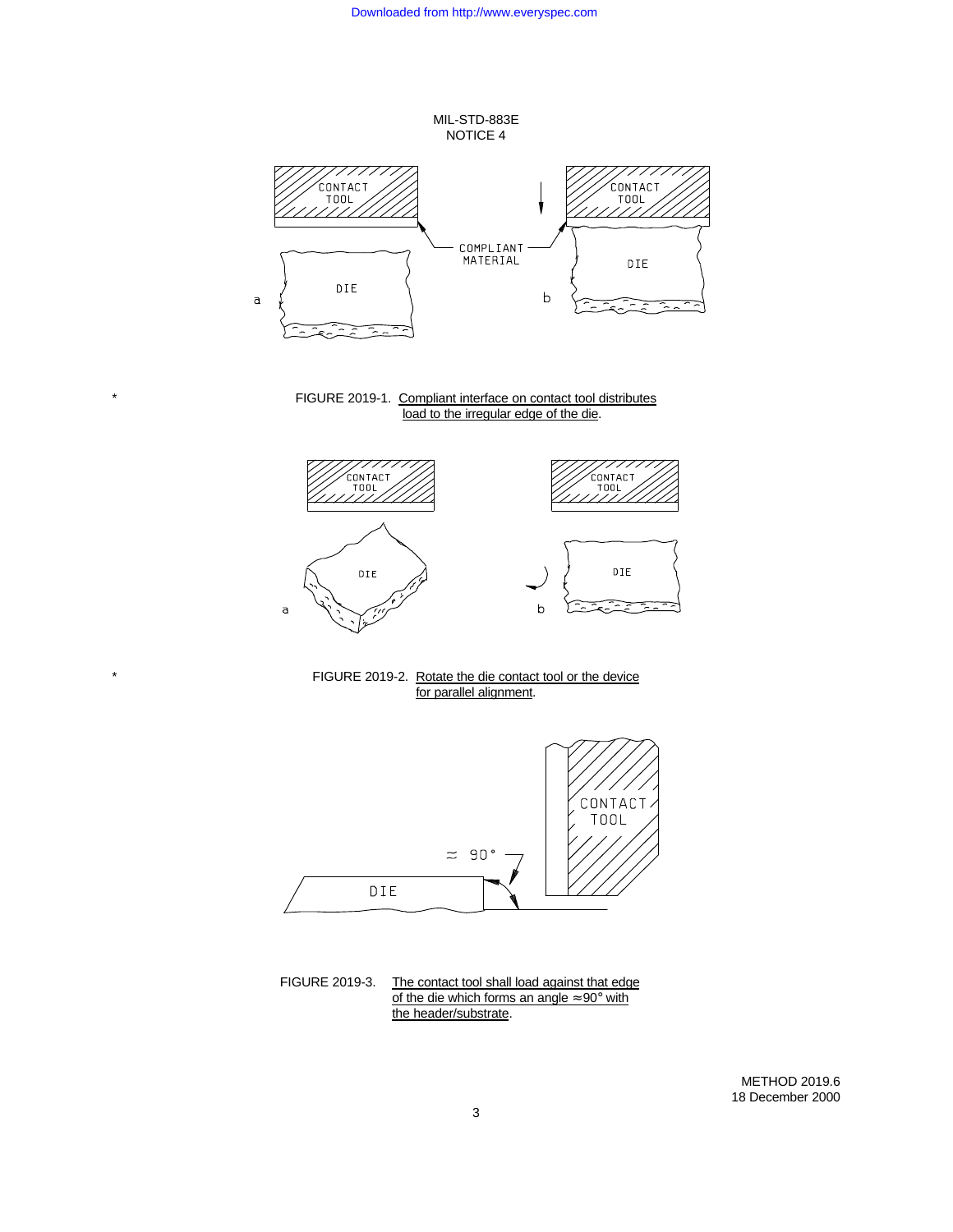\* FIGURE 2019-1. Compliant interface on contact tool distributes load to the irregular edge of the die.

\* FIGURE 2019-2. Rotate the die contact tool or the device for parallel alignment.

FIGURE 2019-3. The contact tool shall load against that edge of the die which forms an angle ≈90° with the header/substrate.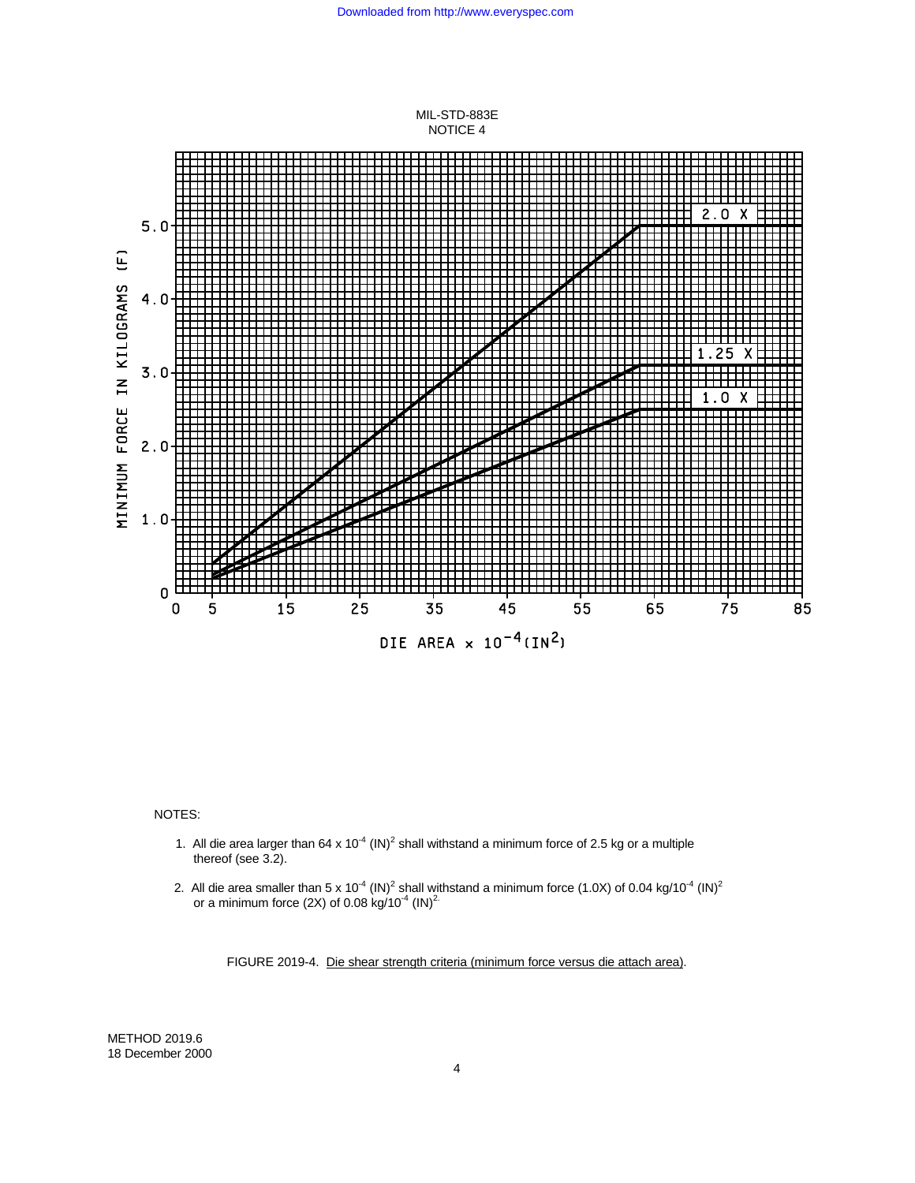NOTES:

1. All die area larger than 64 x $10^{-4}$ $(IN)^2$ shall withstand a minimum force of 2.5 kg or a multiple thereof (see 3.2).

2. All die area smaller than 5 x $10^{-4}$ $(IN)^2$ shall withstand a minimum force (1.0X) of 0.04 kg/$10^{-4}$ $(IN)^2$ or a minimum force (2X) of 0.08 kg/$10^{-4}$ $(IN)^2$.

FIGURE 2019-4. Die shear strength criteria (minimum force versus die attach area).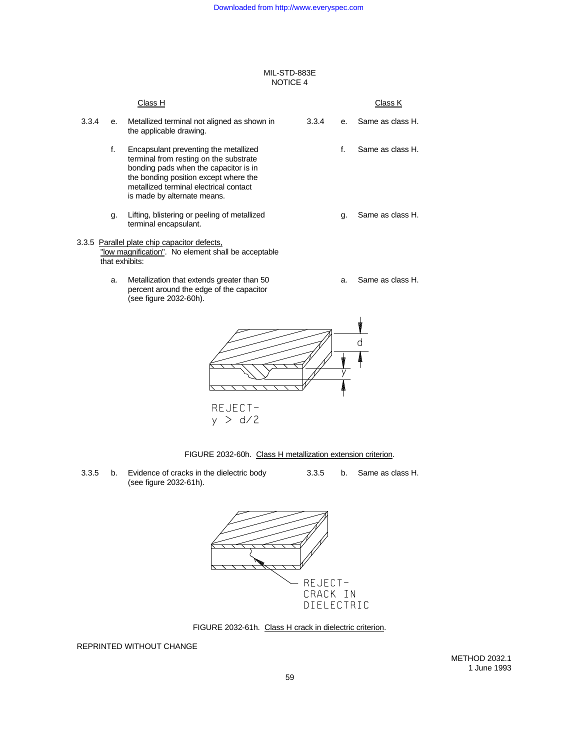| Class H | | | Class K | | |
|---|---|---|---|---|---|
| 3.3.4 | e. | Metallized terminal not aligned as shown in the applicable drawing. | 3.3.4 | e. | Same as class H. |
| | f. | Encapsulant preventing the metallized terminal from resting on the substrate bonding pads when the capacitor is in the bonding position except where the metallized terminal electrical contact is made by alternate means. | | f. | Same as class H. |
| | g. | Lifting, blistering or peeling of metallized terminal encapsulant. | | g. | Same as class H. |

3.3.5 Parallel plate chip capacitor defects, "low magnification". No element shall be acceptable that exhibits:

| | | | | |
|---|---|---|---|---|
| a. | Metallization that extends greater than 50 percent around the edge of the capacitor (see figure 2032-60h). | | a. | Same as class H. |

REJECT- $y > d/2$

FIGURE 2032-60h. Class H metallization extension criterion.

| | | | | | |
|---|---|---|---|---|---|
| 3.3.5 | b. | Evidence of cracks in the dielectric body (see figure 2032-61h). | 3.3.5 | b. | Same as class H. |

REJECT- CRACK IN DIELECTRIC

FIGURE 2032-61h. Class H crack in dielectric criterion.

REPRINTED WITHOUT CHANGE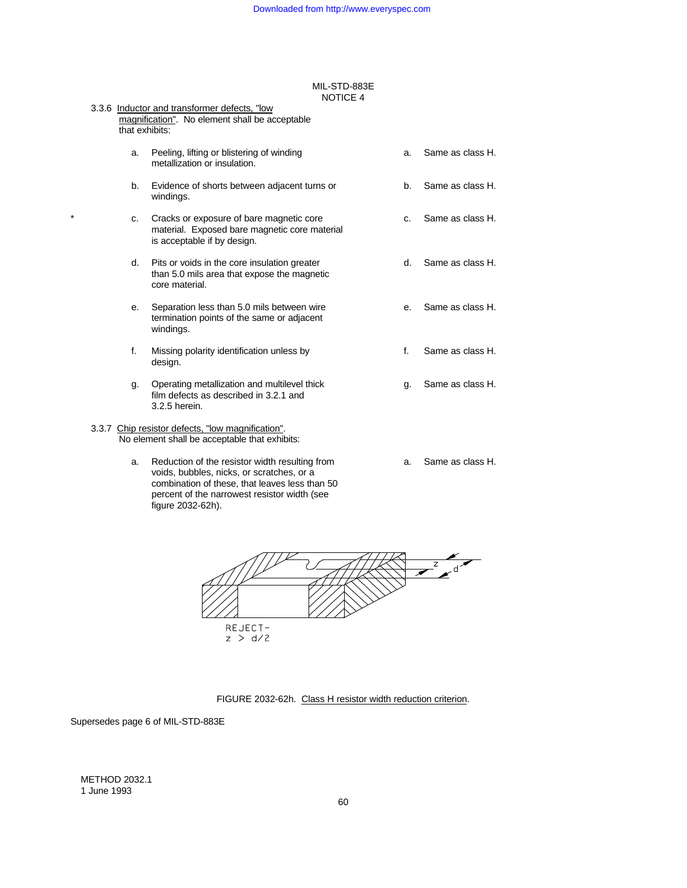3.3.6 Inductor and transformer defects, "low magnification". No element shall be acceptable that exhibits:

| | |
|---|---|
| a. Peeling, lifting or blistering of winding metallization or insulation. | a. Same as class H. |
| b. Evidence of shorts between adjacent turns or windings. | b. Same as class H. |
| * c. Cracks or exposure of bare magnetic core material. Exposed bare magnetic core material is acceptable if by design. | c. Same as class H. |
| d. Pits or voids in the core insulation greater than 5.0 mils area that expose the magnetic core material. | d. Same as class H. |
| e. Separation less than 5.0 mils between wire termination points of the same or adjacent windings. | e. Same as class H. |
| f. Missing polarity identification unless by design. | f. Same as class H. |
| g. Operating metallization and multilevel thick film defects as described in 3.2.1 and 3.2.5 herein. | g. Same as class H. |

3.3.7 Chip resistor defects, "low magnification". No element shall be acceptable that exhibits:

| | |
|---|---|
| a. Reduction of the resistor width resulting from voids, bubbles, nicks, or scratches, or a combination of these, that leaves less than 50 percent of the narrowest resistor width (see figure 2032-62h). | a. Same as class H. |

REJECT - $z > d/2$

FIGURE 2032-62h. Class H resistor width reduction criterion.

Supersedes page 6 of MIL-STD-883E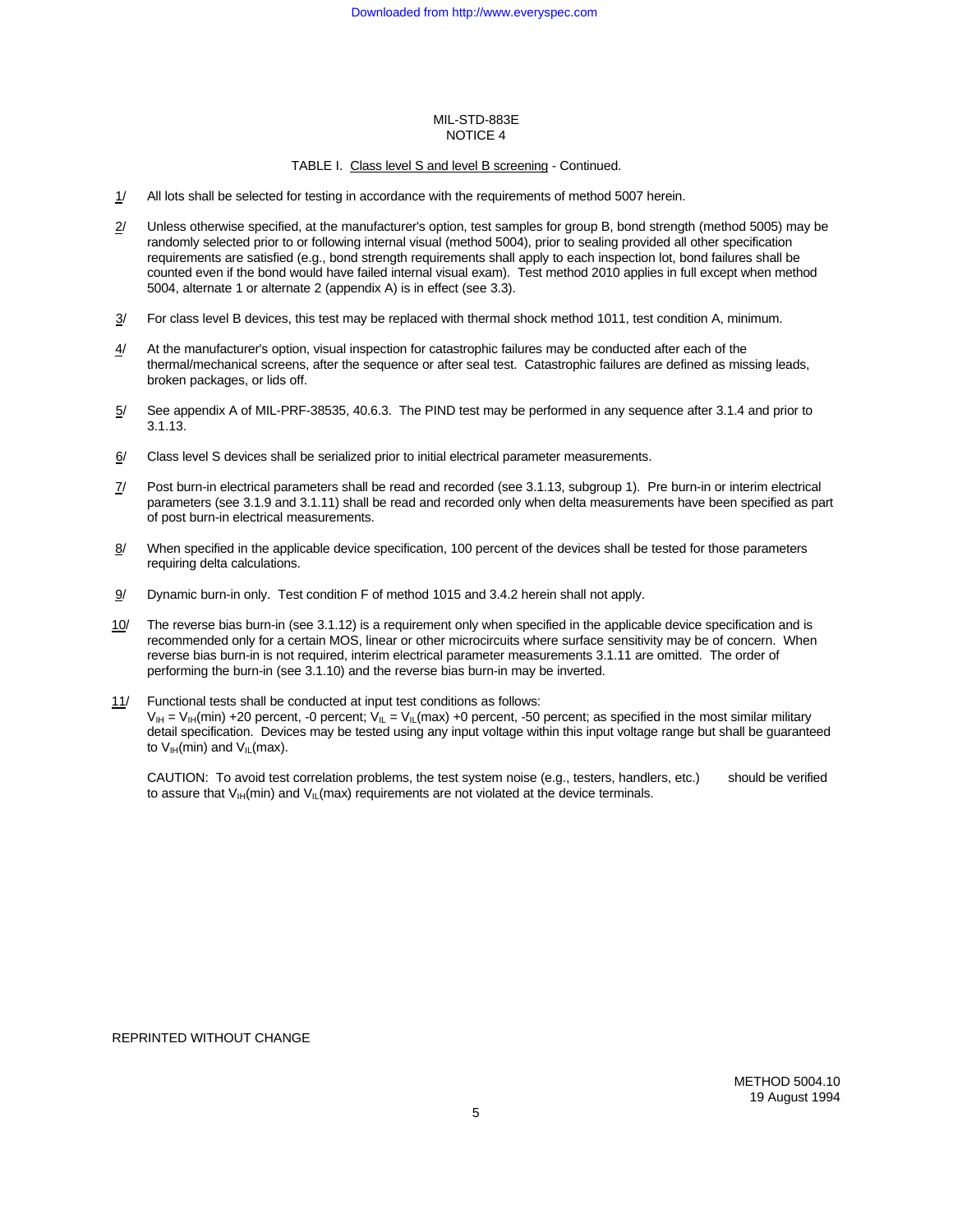TABLE I. Class level S and level B screening - Continued.

1/ All lots shall be selected for testing in accordance with the requirements of method 5007 herein.

2/ Unless otherwise specified, at the manufacturer's option, test samples for group B, bond strength (method 5005) may be randomly selected prior to or following internal visual (method 5004), prior to sealing provided all other specification requirements are satisfied (e.g., bond strength requirements shall apply to each inspection lot, bond failures shall be counted even if the bond would have failed internal visual exam). Test method 2010 applies in full except when method 5004, alternate 1 or alternate 2 (appendix A) is in effect (see 3.3).

3/ For class level B devices, this test may be replaced with thermal shock method 1011, test condition A, minimum.

4/ At the manufacturer's option, visual inspection for catastrophic failures may be conducted after each of the thermal/mechanical screens, after the sequence or after seal test. Catastrophic failures are defined as missing leads, broken packages, or lids off.

5/ See appendix A of MIL-PRF-38535, 40.6.3. The PIND test may be performed in any sequence after 3.1.4 and prior to 3.1.13.

6/ Class level S devices shall be serialized prior to initial electrical parameter measurements.

7/ Post burn-in electrical parameters shall be read and recorded (see 3.1.13, subgroup 1). Pre burn-in or interim electrical parameters (see 3.1.9 and 3.1.11) shall be read and recorded only when delta measurements have been specified as part of post burn-in electrical measurements.

8/ When specified in the applicable device specification, 100 percent of the devices shall be tested for those parameters requiring delta calculations.

9/ Dynamic burn-in only. Test condition F of method 1015 and 3.4.2 herein shall not apply.

10/ The reverse bias burn-in (see 3.1.12) is a requirement only when specified in the applicable device specification and is recommended only for a certain MOS, linear or other microcircuits where surface sensitivity may be of concern. When reverse bias burn-in is not required, interim electrical parameter measurements 3.1.11 are omitted. The order of performing the burn-in (see 3.1.10) and the reverse bias burn-in may be inverted.

11/ Functional tests shall be conducted at input test conditions as follows: $V_{IH} = V_{IH}(\text{min})$ +20 percent, -0 percent; $V_{IL} = V_{IL}(\text{max})$ +0 percent, -50 percent; as specified in the most similar military detail specification. Devices may be tested using any input voltage within this input voltage range but shall be guaranteed to $V_{IH}(\text{min})$ and $V_{IL}(\text{max})$.

CAUTION: To avoid test correlation problems, the test system noise (e.g., testers, handlers, etc.) should be verified to assure that $V_{IH}(\text{min})$ and $V_{IL}(\text{max})$ requirements are not violated at the device terminals.

REPRINTED WITHOUT CHANGE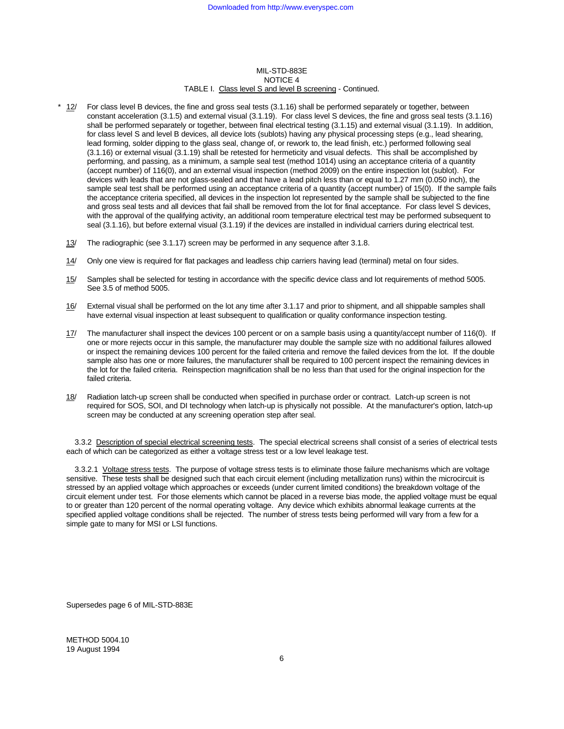TABLE I. Class level S and level B screening - Continued.

\* 12/ For class level B devices, the fine and gross seal tests (3.1.16) shall be performed separately or together, between constant acceleration (3.1.5) and external visual (3.1.19). For class level S devices, the fine and gross seal tests (3.1.16) shall be performed separately or together, between final electrical testing (3.1.15) and external visual (3.1.19). In addition, for class level S and level B devices, all device lots (sublots) having any physical processing steps (e.g., lead shearing, lead forming, solder dipping to the glass seal, change of, or rework to, the lead finish, etc.) performed following seal (3.1.16) or external visual (3.1.19) shall be retested for hermeticity and visual defects. This shall be accomplished by performing, and passing, as a minimum, a sample seal test (method 1014) using an acceptance criteria of a quantity (accept number) of 116(0), and an external visual inspection (method 2009) on the entire inspection lot (sublot). For devices with leads that are not glass-sealed and that have a lead pitch less than or equal to 1.27 mm (0.050 inch), the sample seal test shall be performed using an acceptance criteria of a quantity (accept number) of 15(0). If the sample fails the acceptance criteria specified, all devices in the inspection lot represented by the sample shall be subjected to the fine and gross seal tests and all devices that fail shall be removed from the lot for final acceptance. For class level S devices, with the approval of the qualifying activity, an additional room temperature electrical test may be performed subsequent to seal (3.1.16), but before external visual (3.1.19) if the devices are installed in individual carriers during electrical test.

13/ The radiographic (see 3.1.17) screen may be performed in any sequence after 3.1.8.

14/ Only one view is required for flat packages and leadless chip carriers having lead (terminal) metal on four sides.

15/ Samples shall be selected for testing in accordance with the specific device class and lot requirements of method 5005. See 3.5 of method 5005.

16/ External visual shall be performed on the lot any time after 3.1.17 and prior to shipment, and all shippable samples shall have external visual inspection at least subsequent to qualification or quality conformance inspection testing.

17/ The manufacturer shall inspect the devices 100 percent or on a sample basis using a quantity/accept number of 116(0). If one or more rejects occur in this sample, the manufacturer may double the sample size with no additional failures allowed or inspect the remaining devices 100 percent for the failed criteria and remove the failed devices from the lot. If the double sample also has one or more failures, the manufacturer shall be required to 100 percent inspect the remaining devices in the lot for the failed criteria. Reinspection magnification shall be no less than that used for the original inspection for the failed criteria.

18/ Radiation latch-up screen shall be conducted when specified in purchase order or contract. Latch-up screen is not required for SOS, SOI, and DI technology when latch-up is physically not possible. At the manufacturer's option, latch-up screen may be conducted at any screening operation step after seal.

3.3.2 Description of special electrical screening tests. The special electrical screens shall consist of a series of electrical tests each of which can be categorized as either a voltage stress test or a low level leakage test.

3.3.2.1 Voltage stress tests. The purpose of voltage stress tests is to eliminate those failure mechanisms which are voltage sensitive. These tests shall be designed such that each circuit element (including metallization runs) within the microcircuit is stressed by an applied voltage which approaches or exceeds (under current limited conditions) the breakdown voltage of the circuit element under test. For those elements which cannot be placed in a reverse bias mode, the applied voltage must be equal to or greater than 120 percent of the normal operating voltage. Any device which exhibits abnormal leakage currents at the specified applied voltage conditions shall be rejected. The number of stress tests being performed will vary from a few for a simple gate to many for MSI or LSI functions.

Supersedes page 6 of MIL-STD-883E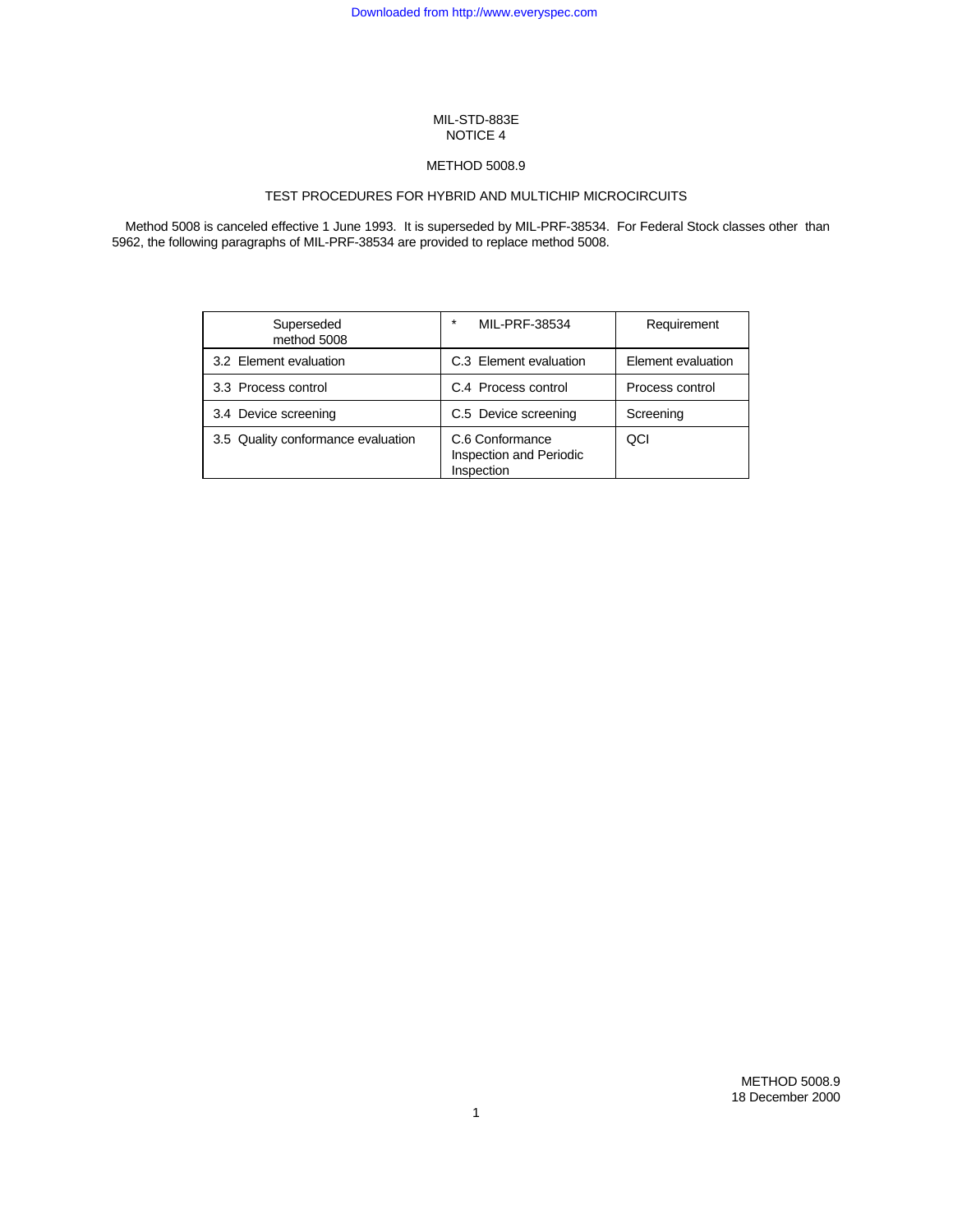MIL-STD-883E
NOTICE 4

# METHOD 5008.9

## TEST PROCEDURES FOR HYBRID AND MULTICHIP MICROCIRCUITS

Method 5008 is canceled effective 1 June 1993. It is superseded by MIL-PRF-38534. For Federal Stock classes other than 5962, the following paragraphs of MIL-PRF-38534 are provided to replace method 5008.

| Superseded method 5008 | * MIL-PRF-38534 | Requirement |
|---|---|---|
| 3.2 Element evaluation | C.3 Element evaluation | Element evaluation |
| 3.3 Process control | C.4 Process control | Process control |
| 3.4 Device screening | C.5 Device screening | Screening |
| 3.5 Quality conformance evaluation | C.6 Conformance Inspection and Periodic Inspection | QCI |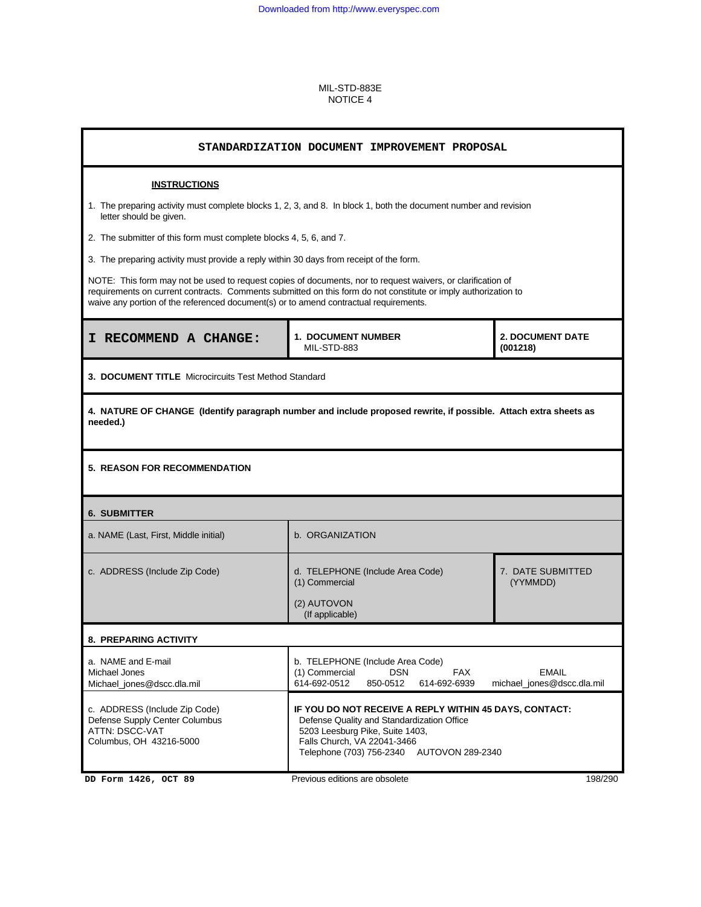MIL-STD-883E
NOTICE 4

# STANDARDIZATION DOCUMENT IMPROVEMENT PROPOSAL

**INSTRUCTIONS**

1. The preparing activity must complete blocks 1, 2, 3, and 8. In block 1, both the document number and revision letter should be given.

2. The submitter of this form must complete blocks 4, 5, 6, and 7.

3. The preparing activity must provide a reply within 30 days from receipt of the form.

NOTE: This form may not be used to request copies of documents, nor to request waivers, or clarification of requirements on current contracts. Comments submitted on this form do not constitute or imply authorization to waive any portion of the referenced document(s) or to amend contractual requirements.

| | | |
|---|---|---|
| **I RECOMMEND A CHANGE:** | **1. DOCUMENT NUMBER** MIL-STD-883 | **2. DOCUMENT DATE (001218)** |

**3. DOCUMENT TITLE** Microcircuits Test Method Standard

**4. NATURE OF CHANGE (Identify paragraph number and include proposed rewrite, if possible. Attach extra sheets as needed.)**

**5. REASON FOR RECOMMENDATION**

**6. SUBMITTER**

| | | |
|---|---|---|
| a. NAME (Last, First, Middle initial) | b. ORGANIZATION | |
| c. ADDRESS (Include Zip Code) | d. TELEPHONE (Include Area Code) (1) Commercial<br>(2) AUTOVON (If applicable) | 7. DATE SUBMITTED (YYMMDD) |

**8. PREPARING ACTIVITY**

| | |
|---|---|
| a. NAME and E-mail<br>Michael Jones<br>Michael_jones@dscc.dla.mil | b. TELEPHONE (Include Area Code)<br>(1) Commercial 614-692-0512 &nbsp; DSN 850-0512 &nbsp; FAX 614-692-6939 &nbsp; EMAIL michael_jones@dscc.dla.mil |
| c. ADDRESS (Include Zip Code)<br>Defense Supply Center Columbus<br>ATTN: DSCC-VAT<br>Columbus, OH 43216-5000 | **IF YOU DO NOT RECEIVE A REPLY WITHIN 45 DAYS, CONTACT:**<br>Defense Quality and Standardization Office<br>5203 Leesburg Pike, Suite 1403,<br>Falls Church, VA 22041-3466<br>Telephone (703) 756-2340 &nbsp; AUTOVON 289-2340 |

DD Form 1426, OCT 89 &nbsp;&nbsp; Previous editions are obsolete &nbsp;&nbsp; 198/290